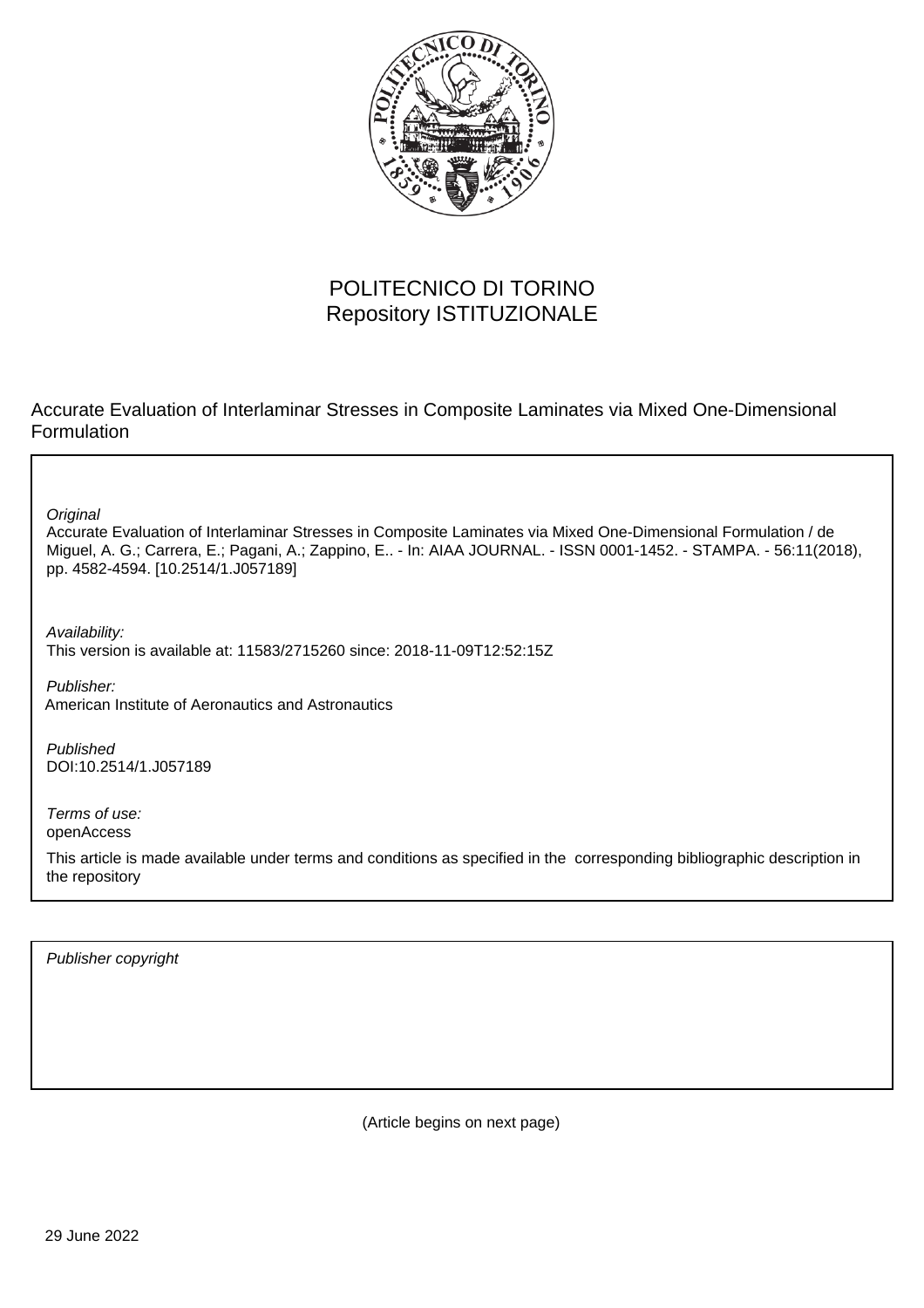POLITECNICO DI TORINO
Repository ISTITUZIONALE

Accurate Evaluation of Interlaminar Stresses in Composite Laminates via Mixed One-Dimensional Formulation

*Original*
Accurate Evaluation of Interlaminar Stresses in Composite Laminates via Mixed One-Dimensional Formulation / de Miguel, A. G.; Carrera, E.; Pagani, A.; Zappino, E.. - In: AIAA JOURNAL. - ISSN 0001-1452. - STAMPA. - 56:11(2018), pp. 4582-4594. [10.2514/1.J057189]

*Availability:*
This version is available at: 11583/2715260 since: 2018-11-09T12:52:15Z

*Publisher:*
American Institute of Aeronautics and Astronautics

*Published*
DOI:10.2514/1.J057189

*Terms of use:*
openAccess

This article is made available under terms and conditions as specified in the corresponding bibliographic description in the repository

*Publisher copyright*

(Article begins on next page)

29 June 2022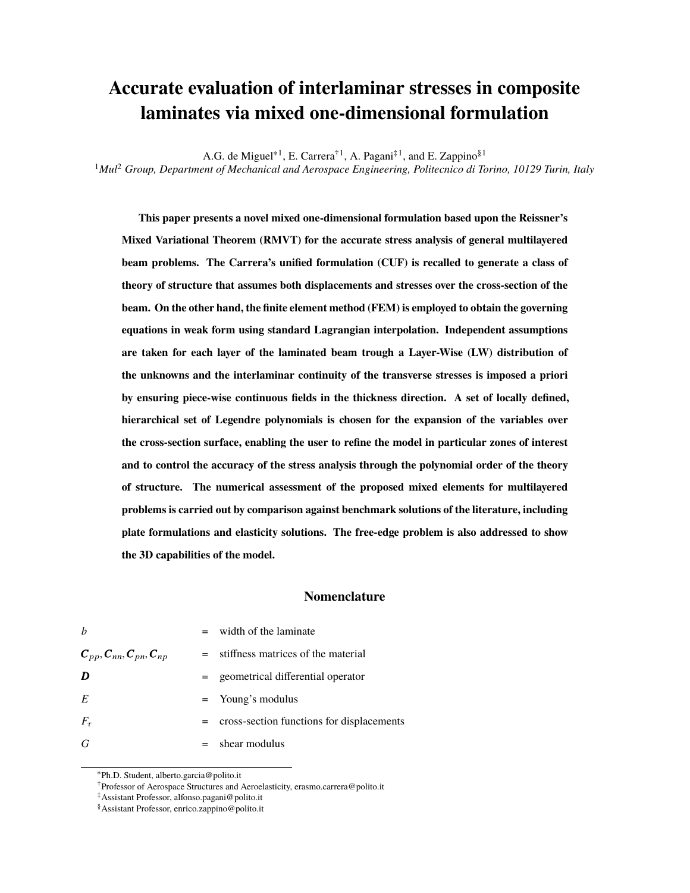# Accurate evaluation of interlaminar stresses in composite laminates via mixed one-dimensional formulation

A.G. de Miguel[*1], E. Carrera[†1], A. Pagani[‡1], and E. Zappino[§1]

[1] *Mul² Group, Department of Mechanical and Aerospace Engineering, Politecnico di Torino, 10129 Turin, Italy*

**This paper presents a novel mixed one-dimensional formulation based upon the Reissner's Mixed Variational Theorem (RMVT) for the accurate stress analysis of general multilayered beam problems. The Carrera's unified formulation (CUF) is recalled to generate a class of theory of structure that assumes both displacements and stresses over the cross-section of the beam. On the other hand, the finite element method (FEM) is employed to obtain the governing equations in weak form using standard Lagrangian interpolation. Independent assumptions are taken for each layer of the laminated beam trough a Layer-Wise (LW) distribution of the unknowns and the interlaminar continuity of the transverse stresses is imposed a priori by ensuring piece-wise continuous fields in the thickness direction. A set of locally defined, hierarchical set of Legendre polynomials is chosen for the expansion of the variables over the cross-section surface, enabling the user to refine the model in particular zones of interest and to control the accuracy of the stress analysis through the polynomial order of the theory of structure. The numerical assessment of the proposed mixed elements for multilayered problems is carried out by comparison against benchmark solutions of the literature, including plate formulations and elasticity solutions. The free-edge problem is also addressed to show the 3D capabilities of the model.**

## Nomenclature

| | | |
|---|---|---|
| $b$ | = | width of the laminate |
| $\boldsymbol{C}_{pp}, \boldsymbol{C}_{nn}, \boldsymbol{C}_{pn}, \boldsymbol{C}_{np}$ | = | stiffness matrices of the material |
| $\boldsymbol{D}$ | = | geometrical differential operator |
| $E$ | = | Young's modulus |
| $F_\tau$ | = | cross-section functions for displacements |
| $G$ | = | shear modulus |

[*] Ph.D. Student, alberto.garcia@polito.it

[†] Professor of Aerospace Structures and Aeroelasticity, erasmo.carrera@polito.it

[‡] Assistant Professor, alfonso.pagani@polito.it

[§] Assistant Professor, enrico.zappino@polito.it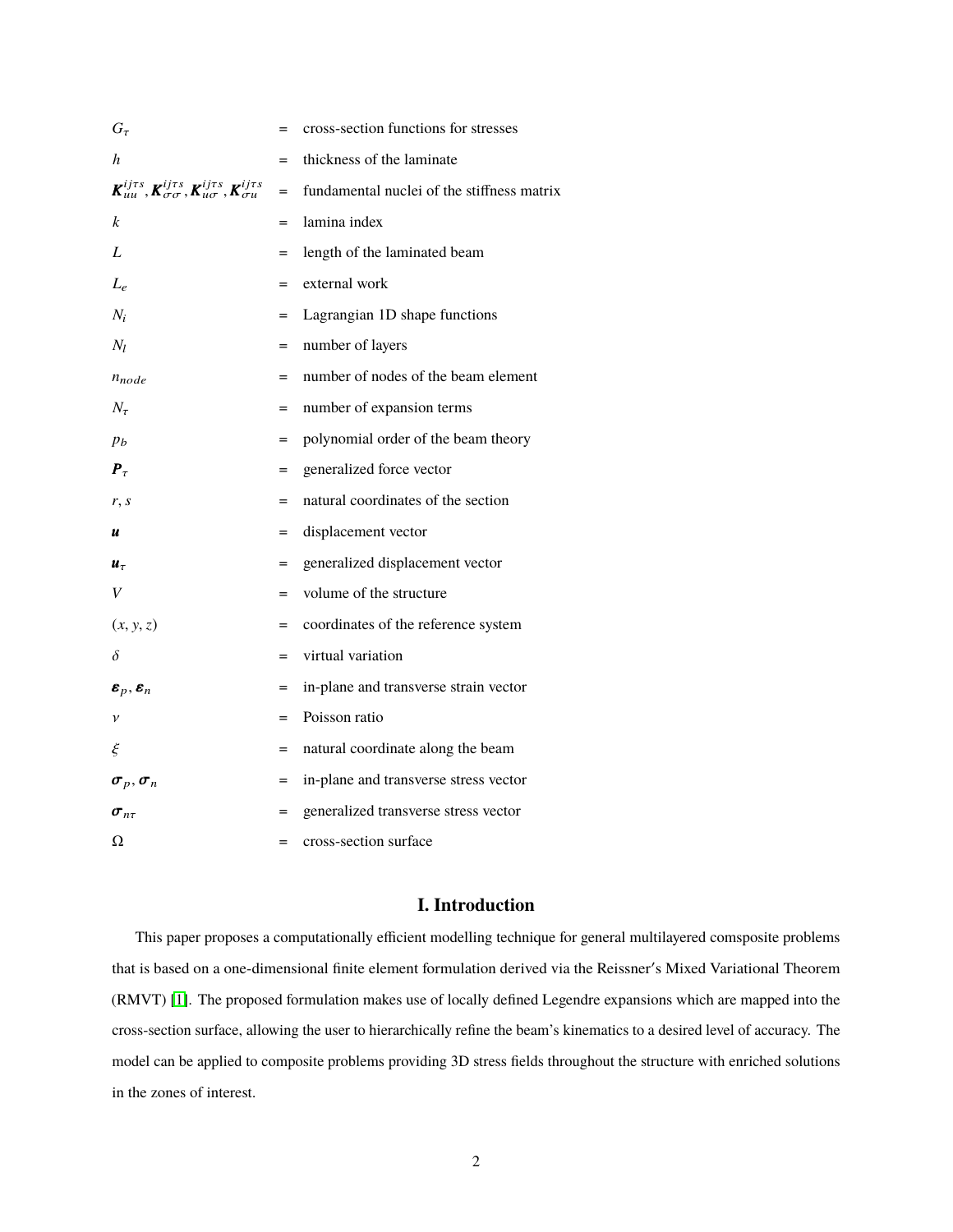$G_\tau$ = cross-section functions for stresses

$h$ = thickness of the laminate

$\boldsymbol{K}_{uu}^{ij\tau s}, \boldsymbol{K}_{\sigma\sigma}^{ij\tau s}, \boldsymbol{K}_{u\sigma}^{ij\tau s}, \boldsymbol{K}_{\sigma u}^{ij\tau s}$ = fundamental nuclei of the stiffness matrix

$k$ = lamina index

$L$ = length of the laminated beam

$L_e$ = external work

$N_i$ = Lagrangian 1D shape functions

$N_l$ = number of layers

$n_{node}$ = number of nodes of the beam element

$N_\tau$ = number of expansion terms

$p_b$ = polynomial order of the beam theory

$\boldsymbol{P}_\tau$ = generalized force vector

$r, s$ = natural coordinates of the section

$\boldsymbol{u}$ = displacement vector

$\boldsymbol{u}_\tau$ = generalized displacement vector

$V$ = volume of the structure

$(x, y, z)$ = coordinates of the reference system

$\delta$ = virtual variation

$\boldsymbol{\varepsilon}_p, \boldsymbol{\varepsilon}_n$ = in-plane and transverse strain vector

$\nu$ = Poisson ratio

$\xi$ = natural coordinate along the beam

$\boldsymbol{\sigma}_p, \boldsymbol{\sigma}_n$ = in-plane and transverse stress vector

$\boldsymbol{\sigma}_{n\tau}$ = generalized transverse stress vector

$\Omega$ = cross-section surface

# I. Introduction

This paper proposes a computationally efficient modelling technique for general multilayered comsposite problems that is based on a one-dimensional finite element formulation derived via the Reissner′s Mixed Variational Theorem (RMVT) [1]. The proposed formulation makes use of locally defined Legendre expansions which are mapped into the cross-section surface, allowing the user to hierarchically refine the beam's kinematics to a desired level of accuracy. The model can be applied to composite problems providing 3D stress fields throughout the structure with enriched solutions in the zones of interest.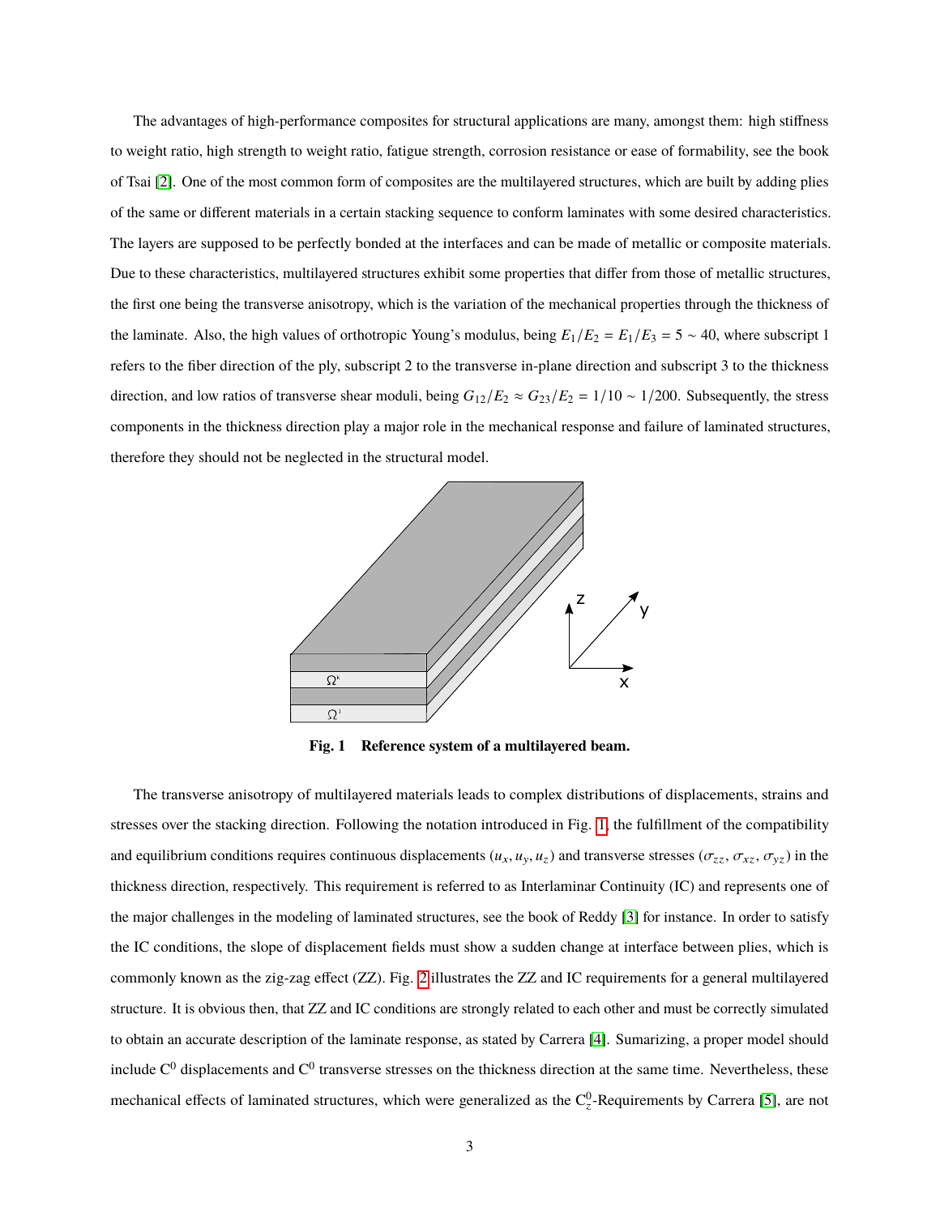The advantages of high-performance composites for structural applications are many, amongst them: high stiffness to weight ratio, high strength to weight ratio, fatigue strength, corrosion resistance or ease of formability, see the book of Tsai [2]. One of the most common form of composites are the multilayered structures, which are built by adding plies of the same or different materials in a certain stacking sequence to conform laminates with some desired characteristics. The layers are supposed to be perfectly bonded at the interfaces and can be made of metallic or composite materials. Due to these characteristics, multilayered structures exhibit some properties that differ from those of metallic structures, the first one being the transverse anisotropy, which is the variation of the mechanical properties through the thickness of the laminate. Also, the high values of orthotropic Young's modulus, being $E_1/E_2 = E_1/E_3 = 5 \sim 40$, where subscript 1 refers to the fiber direction of the ply, subscript 2 to the transverse in-plane direction and subscript 3 to the thickness direction, and low ratios of transverse shear moduli, being $G_{12}/E_2 \approx G_{23}/E_2 = 1/10 \sim 1/200$. Subsequently, the stress components in the thickness direction play a major role in the mechanical response and failure of laminated structures, therefore they should not be neglected in the structural model.

**Fig. 1 Reference system of a multilayered beam.**

The transverse anisotropy of multilayered materials leads to complex distributions of displacements, strains and stresses over the stacking direction. Following the notation introduced in Fig. 1, the fulfillment of the compatibility and equilibrium conditions requires continuous displacements ($u_x, u_y, u_z$) and transverse stresses ($\sigma_{zz}$, $\sigma_{xz}$, $\sigma_{yz}$) in the thickness direction, respectively. This requirement is referred to as Interlaminar Continuity (IC) and represents one of the major challenges in the modeling of laminated structures, see the book of Reddy [3] for instance. In order to satisfy the IC conditions, the slope of displacement fields must show a sudden change at interface between plies, which is commonly known as the zig-zag effect (ZZ). Fig. 2 illustrates the ZZ and IC requirements for a general multilayered structure. It is obvious then, that ZZ and IC conditions are strongly related to each other and must be correctly simulated to obtain an accurate description of the laminate response, as stated by Carrera [4]. Sumarizing, a proper model should include $C^0$ displacements and $C^0$ transverse stresses on the thickness direction at the same time. Nevertheless, these mechanical effects of laminated structures, which were generalized as the $C_z^0$-Requirements by Carrera [5], are not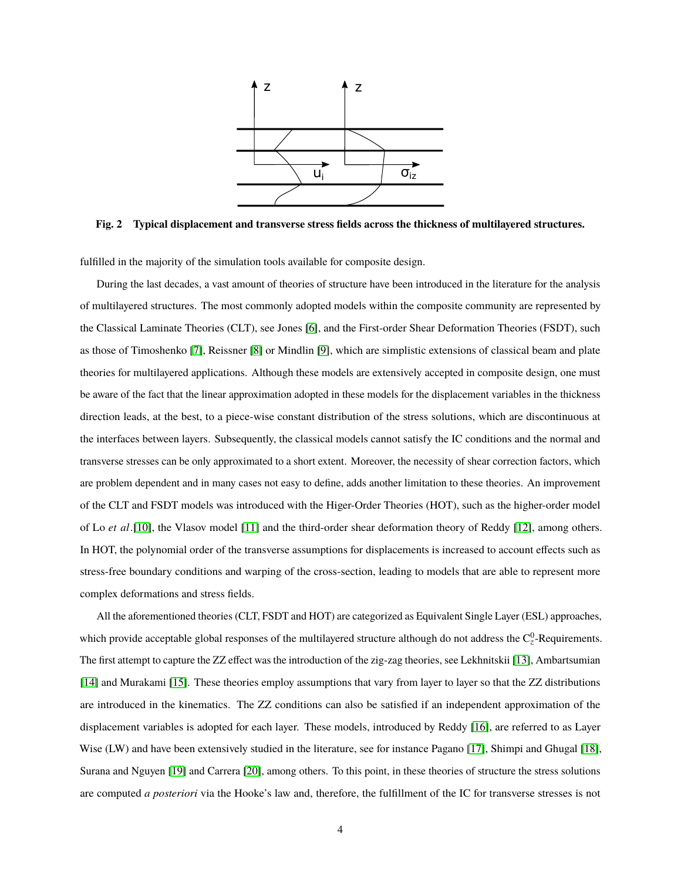**Fig. 2 Typical displacement and transverse stress fields across the thickness of multilayered structures.**

fulfilled in the majority of the simulation tools available for composite design.

During the last decades, a vast amount of theories of structure have been introduced in the literature for the analysis of multilayered structures. The most commonly adopted models within the composite community are represented by the Classical Laminate Theories (CLT), see Jones [6], and the First-order Shear Deformation Theories (FSDT), such as those of Timoshenko [7], Reissner [8] or Mindlin [9], which are simplistic extensions of classical beam and plate theories for multilayered applications. Although these models are extensively accepted in composite design, one must be aware of the fact that the linear approximation adopted in these models for the displacement variables in the thickness direction leads, at the best, to a piece-wise constant distribution of the stress solutions, which are discontinuous at the interfaces between layers. Subsequently, the classical models cannot satisfy the IC conditions and the normal and transverse stresses can be only approximated to a short extent. Moreover, the necessity of shear correction factors, which are problem dependent and in many cases not easy to define, adds another limitation to these theories. An improvement of the CLT and FSDT models was introduced with the Higer-Order Theories (HOT), such as the higher-order model of Lo *et al*.[10], the Vlasov model [11] and the third-order shear deformation theory of Reddy [12], among others. In HOT, the polynomial order of the transverse assumptions for displacements is increased to account effects such as stress-free boundary conditions and warping of the cross-section, leading to models that are able to represent more complex deformations and stress fields.

All the aforementioned theories (CLT, FSDT and HOT) are categorized as Equivalent Single Layer (ESL) approaches, which provide acceptable global responses of the multilayered structure although do not address the $C_z^0$-Requirements. The first attempt to capture the ZZ effect was the introduction of the zig-zag theories, see Lekhnitskii [13], Ambartsumian [14] and Murakami [15]. These theories employ assumptions that vary from layer to layer so that the ZZ distributions are introduced in the kinematics. The ZZ conditions can also be satisfied if an independent approximation of the displacement variables is adopted for each layer. These models, introduced by Reddy [16], are referred to as Layer Wise (LW) and have been extensively studied in the literature, see for instance Pagano [17], Shimpi and Ghugal [18], Surana and Nguyen [19] and Carrera [20], among others. To this point, in these theories of structure the stress solutions are computed *a posteriori* via the Hooke's law and, therefore, the fulfillment of the IC for transverse stresses is not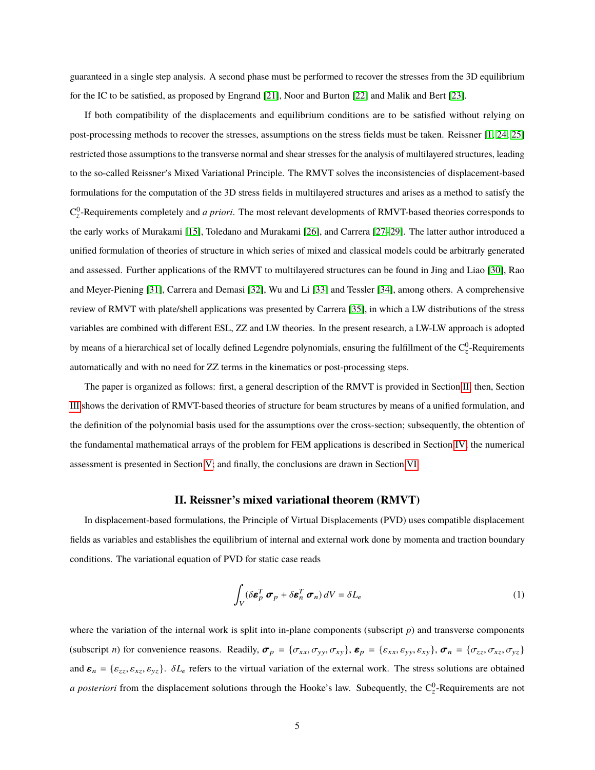guaranteed in a single step analysis. A second phase must be performed to recover the stresses from the 3D equilibrium for the IC to be satisfied, as proposed by Engrand [21], Noor and Burton [22] and Malik and Bert [23].

If both compatibility of the displacements and equilibrium conditions are to be satisfied without relying on post-processing methods to recover the stresses, assumptions on the stress fields must be taken. Reissner [1, 24, 25] restricted those assumptions to the transverse normal and shear stresses for the analysis of multilayered structures, leading to the so-called Reissner's Mixed Variational Principle. The RMVT solves the inconsistencies of displacement-based formulations for the computation of the 3D stress fields in multilayered structures and arises as a method to satisfy the $C_z^0$-Requirements completely and *a priori*. The most relevant developments of RMVT-based theories corresponds to the early works of Murakami [15], Toledano and Murakami [26], and Carrera [27–29]. The latter author introduced a unified formulation of theories of structure in which series of mixed and classical models could be arbitrarly generated and assessed. Further applications of the RMVT to multilayered structures can be found in Jing and Liao [30], Rao and Meyer-Piening [31], Carrera and Demasi [32], Wu and Li [33] and Tessler [34], among others. A comprehensive review of RMVT with plate/shell applications was presented by Carrera [35], in which a LW distributions of the stress variables are combined with different ESL, ZZ and LW theories. In the present research, a LW-LW approach is adopted by means of a hierarchical set of locally defined Legendre polynomials, ensuring the fulfillment of the $C_z^0$-Requirements automatically and with no need for ZZ terms in the kinematics or post-processing steps.

The paper is organized as follows: first, a general description of the RMVT is provided in Section II; then, Section III shows the derivation of RMVT-based theories of structure for beam structures by means of a unified formulation, and the definition of the polynomial basis used for the assumptions over the cross-section; subsequently, the obtention of the fundamental mathematical arrays of the problem for FEM applications is described in Section IV; the numerical assessment is presented in Section V; and finally, the conclusions are drawn in Section VI.

## II. Reissner's mixed variational theorem (RMVT)

In displacement-based formulations, the Principle of Virtual Displacements (PVD) uses compatible displacement fields as variables and establishes the equilibrium of internal and external work done by momenta and traction boundary conditions. The variational equation of PVD for static case reads

$$\int_V (\delta\boldsymbol{\varepsilon}_p^T\, \boldsymbol{\sigma}_p + \delta\boldsymbol{\varepsilon}_n^T\, \boldsymbol{\sigma}_n)\, dV = \delta L_e \tag{1}$$

where the variation of the internal work is split into in-plane components (subscript $p$) and transverse components (subscript $n$) for convenience reasons. Readily, $\boldsymbol{\sigma}_p = \{\sigma_{xx}, \sigma_{yy}, \sigma_{xy}\}$, $\boldsymbol{\varepsilon}_p = \{\varepsilon_{xx}, \varepsilon_{yy}, \varepsilon_{xy}\}$, $\boldsymbol{\sigma}_n = \{\sigma_{zz}, \sigma_{xz}, \sigma_{yz}\}$ and $\boldsymbol{\varepsilon}_n = \{\varepsilon_{zz}, \varepsilon_{xz}, \varepsilon_{yz}\}$. $\delta L_e$ refers to the virtual variation of the external work. The stress solutions are obtained *a posteriori* from the displacement solutions through the Hooke's law. Subequently, the $C_z^0$-Requirements are not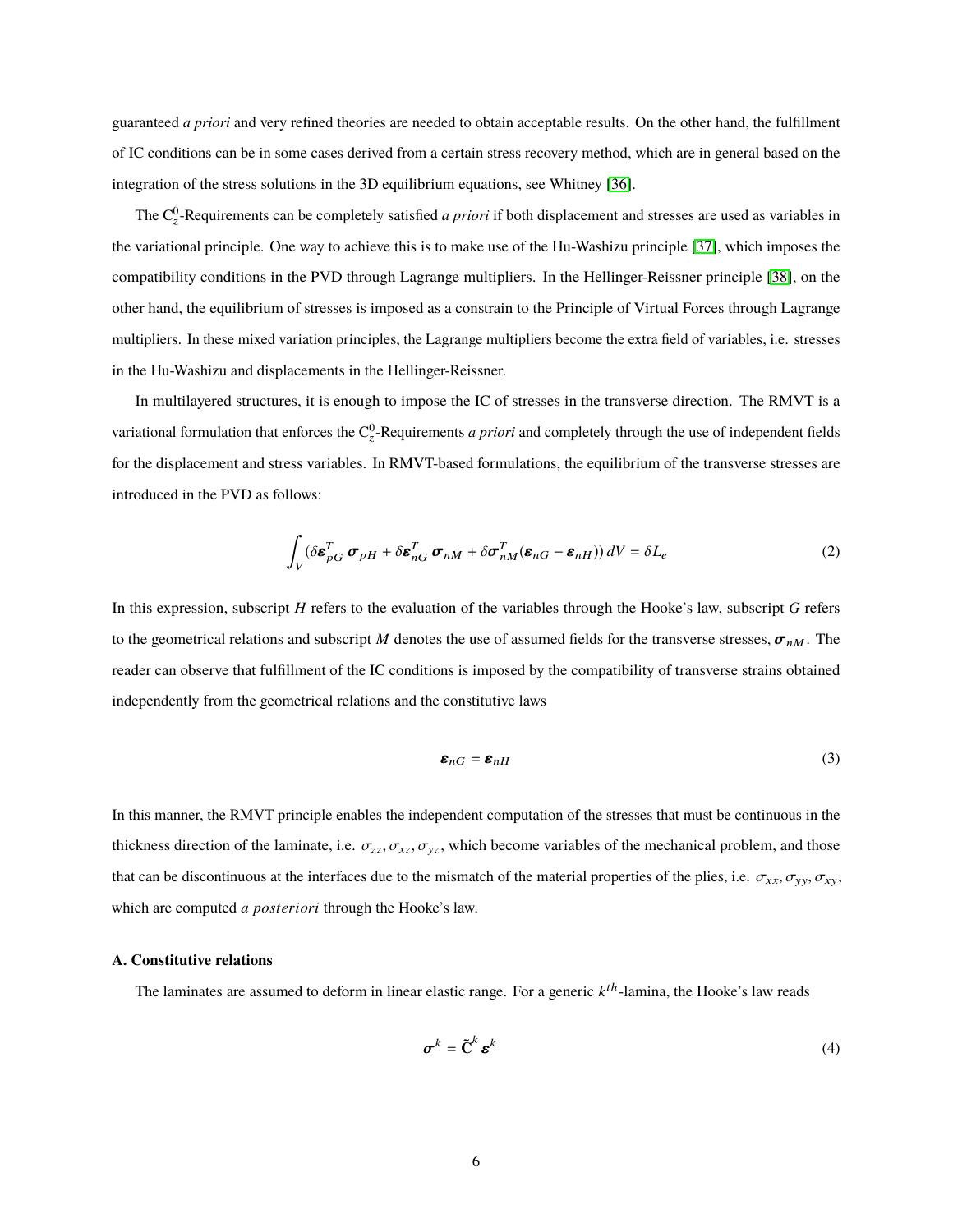guaranteed *a priori* and very refined theories are needed to obtain acceptable results. On the other hand, the fulfillment of IC conditions can be in some cases derived from a certain stress recovery method, which are in general based on the integration of the stress solutions in the 3D equilibrium equations, see Whitney [36].

The $C_z^0$-Requirements can be completely satisfied *a priori* if both displacement and stresses are used as variables in the variational principle. One way to achieve this is to make use of the Hu-Washizu principle [37], which imposes the compatibility conditions in the PVD through Lagrange multipliers. In the Hellinger-Reissner principle [38], on the other hand, the equilibrium of stresses is imposed as a constrain to the Principle of Virtual Forces through Lagrange multipliers. In these mixed variation principles, the Lagrange multipliers become the extra field of variables, i.e. stresses in the Hu-Washizu and displacements in the Hellinger-Reissner.

In multilayered structures, it is enough to impose the IC of stresses in the transverse direction. The RMVT is a variational formulation that enforces the $C_z^0$-Requirements *a priori* and completely through the use of independent fields for the displacement and stress variables. In RMVT-based formulations, the equilibrium of the transverse stresses are introduced in the PVD as follows:

$$\int_V (\delta \boldsymbol{\epsilon}_{pG}^T \, \boldsymbol{\sigma}_{pH} + \delta \boldsymbol{\epsilon}_{nG}^T \, \boldsymbol{\sigma}_{nM} + \delta \boldsymbol{\sigma}_{nM}^T (\boldsymbol{\epsilon}_{nG} - \boldsymbol{\epsilon}_{nH})) \, dV = \delta L_e \tag{2}$$

In this expression, subscript $H$ refers to the evaluation of the variables through the Hooke's law, subscript $G$ refers to the geometrical relations and subscript $M$ denotes the use of assumed fields for the transverse stresses, $\boldsymbol{\sigma}_{nM}$. The reader can observe that fulfillment of the IC conditions is imposed by the compatibility of transverse strains obtained independently from the geometrical relations and the constitutive laws

$$\boldsymbol{\epsilon}_{nG} = \boldsymbol{\epsilon}_{nH} \tag{3}$$

In this manner, the RMVT principle enables the independent computation of the stresses that must be continuous in the thickness direction of the laminate, i.e. $\sigma_{zz}, \sigma_{xz}, \sigma_{yz}$, which become variables of the mechanical problem, and those that can be discontinuous at the interfaces due to the mismatch of the material properties of the plies, i.e. $\sigma_{xx}, \sigma_{yy}, \sigma_{xy}$, which are computed *a posteriori* through the Hooke's law.

### A. Constitutive relations

The laminates are assumed to deform in linear elastic range. For a generic $k^{th}$-lamina, the Hooke's law reads

$$\boldsymbol{\sigma}^k = \tilde{\mathbf{C}}^k \, \boldsymbol{\epsilon}^k \tag{4}$$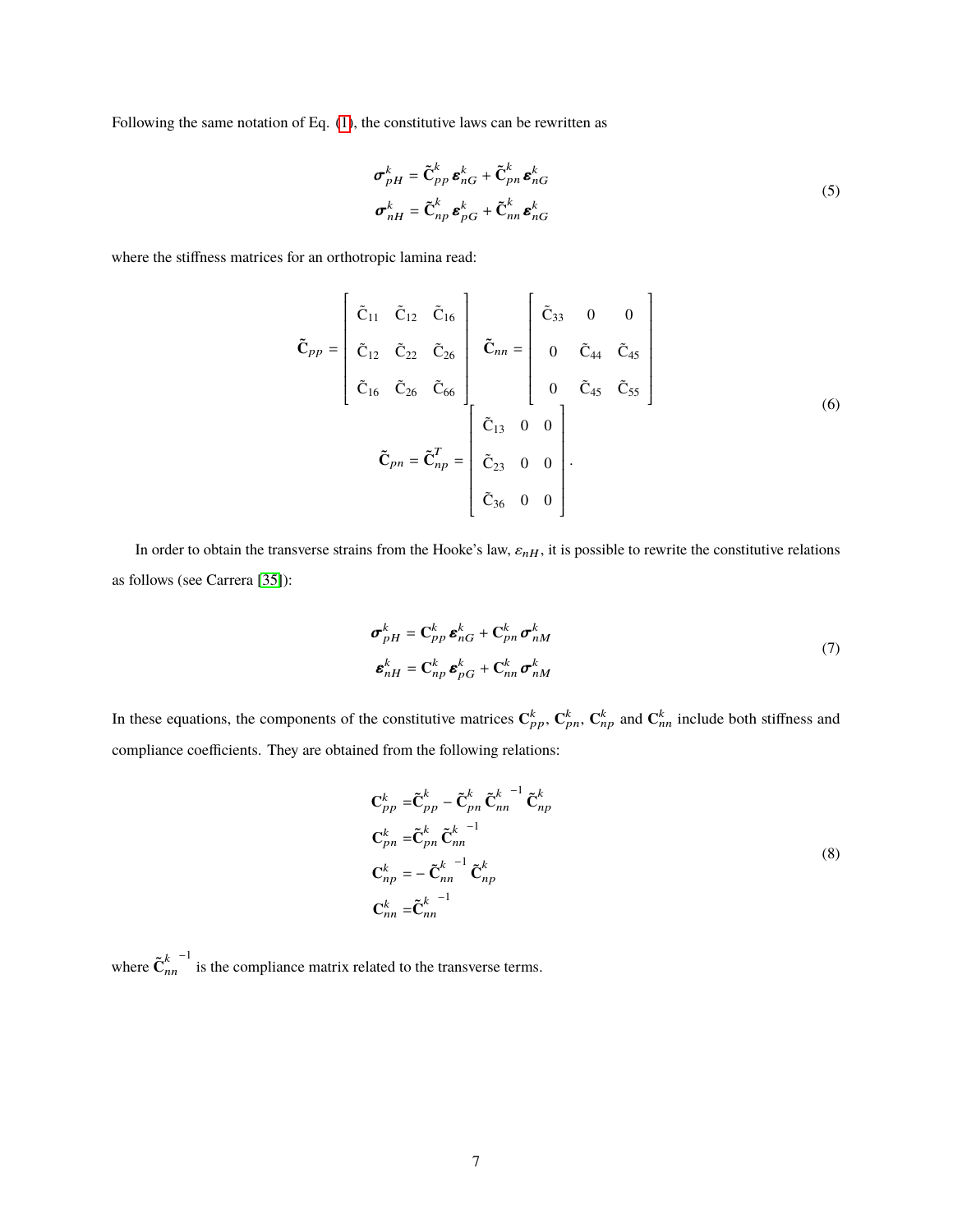Following the same notation of Eq. (1), the constitutive laws can be rewritten as

$$
\begin{aligned}
\boldsymbol{\sigma}_{pH}^{k} &= \tilde{\mathbf{C}}_{pp}^{k}\,\boldsymbol{\varepsilon}_{nG}^{k} + \tilde{\mathbf{C}}_{pn}^{k}\,\boldsymbol{\varepsilon}_{nG}^{k} \\
\boldsymbol{\sigma}_{nH}^{k} &= \tilde{\mathbf{C}}_{np}^{k}\,\boldsymbol{\varepsilon}_{pG}^{k} + \tilde{\mathbf{C}}_{nn}^{k}\,\boldsymbol{\varepsilon}_{nG}^{k}
\end{aligned}
\tag{5}
$$

where the stiffness matrices for an orthotropic lamina read:

$$
\tilde{\mathbf{C}}_{pp} = \begin{bmatrix} \tilde{C}_{11} & \tilde{C}_{12} & \tilde{C}_{16} \\ \tilde{C}_{12} & \tilde{C}_{22} & \tilde{C}_{26} \\ \tilde{C}_{16} & \tilde{C}_{26} & \tilde{C}_{66} \end{bmatrix}
\quad
\tilde{\mathbf{C}}_{nn} = \begin{bmatrix} \tilde{C}_{33} & 0 & 0 \\ 0 & \tilde{C}_{44} & \tilde{C}_{45} \\ 0 & \tilde{C}_{45} & \tilde{C}_{55} \end{bmatrix}
$$
$$
\tilde{\mathbf{C}}_{pn} = \tilde{\mathbf{C}}_{np}^{T} = \begin{bmatrix} \tilde{C}_{13} & 0 & 0 \\ \tilde{C}_{23} & 0 & 0 \\ \tilde{C}_{36} & 0 & 0 \end{bmatrix}.
\tag{6}
$$

In order to obtain the transverse strains from the Hooke's law, $\varepsilon_{nH}$, it is possible to rewrite the constitutive relations as follows (see Carrera [35]):

$$
\begin{aligned}
\boldsymbol{\sigma}_{pH}^{k} &= \mathbf{C}_{pp}^{k}\,\boldsymbol{\varepsilon}_{nG}^{k} + \mathbf{C}_{pn}^{k}\,\boldsymbol{\sigma}_{nM}^{k} \\
\boldsymbol{\varepsilon}_{nH}^{k} &= \mathbf{C}_{np}^{k}\,\boldsymbol{\varepsilon}_{pG}^{k} + \mathbf{C}_{nn}^{k}\,\boldsymbol{\sigma}_{nM}^{k}
\end{aligned}
\tag{7}
$$

In these equations, the components of the constitutive matrices $\mathbf{C}_{pp}^{k}$, $\mathbf{C}_{pn}^{k}$, $\mathbf{C}_{np}^{k}$ and $\mathbf{C}_{nn}^{k}$ include both stiffness and compliance coefficients. They are obtained from the following relations:

$$
\begin{aligned}
\mathbf{C}_{pp}^{k} &= \tilde{\mathbf{C}}_{pp}^{k} - \tilde{\mathbf{C}}_{pn}^{k}\,{\tilde{\mathbf{C}}_{nn}^{k}}^{-1}\,\tilde{\mathbf{C}}_{np}^{k} \\
\mathbf{C}_{pn}^{k} &= \tilde{\mathbf{C}}_{pn}^{k}\,{\tilde{\mathbf{C}}_{nn}^{k}}^{-1} \\
\mathbf{C}_{np}^{k} &= -\,{\tilde{\mathbf{C}}_{nn}^{k}}^{-1}\,\tilde{\mathbf{C}}_{np}^{k} \\
\mathbf{C}_{nn}^{k} &= {\tilde{\mathbf{C}}_{nn}^{k}}^{-1}
\end{aligned}
\tag{8}
$$

where ${\tilde{\mathbf{C}}_{nn}^{k}}^{-1}$ is the compliance matrix related to the transverse terms.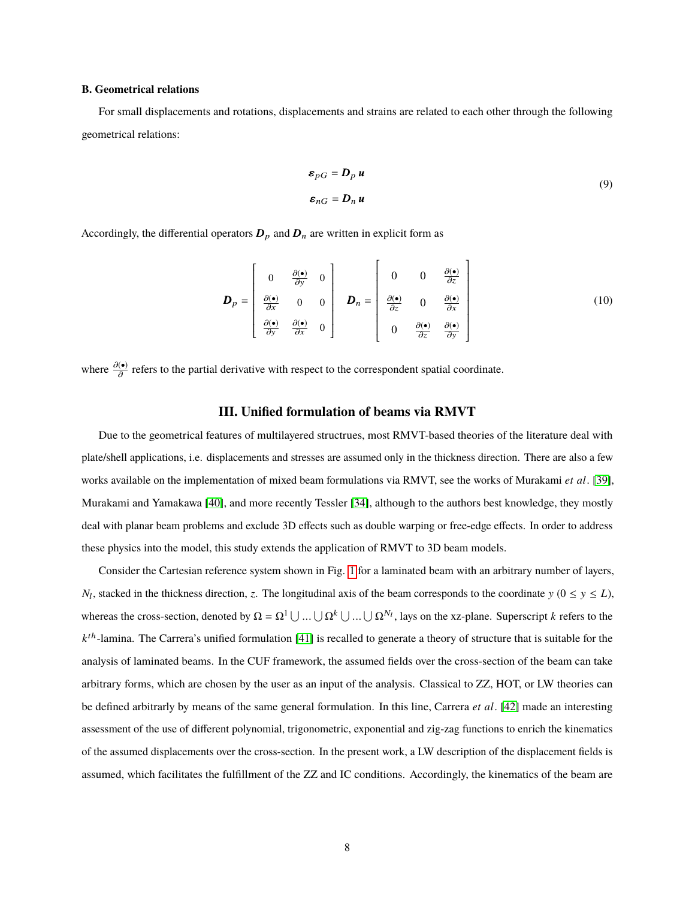### B. Geometrical relations

For small displacements and rotations, displacements and strains are related to each other through the following geometrical relations:

$$
\begin{aligned}
\boldsymbol{\varepsilon}_{pG} &= \boldsymbol{D}_p \, \boldsymbol{u} \\
\boldsymbol{\varepsilon}_{nG} &= \boldsymbol{D}_n \, \boldsymbol{u}
\end{aligned}
\tag{9}
$$

Accordingly, the differential operators $\boldsymbol{D}_p$ and $\boldsymbol{D}_n$ are written in explicit form as

$$
\boldsymbol{D}_p = \begin{bmatrix} 0 & \frac{\partial(\bullet)}{\partial y} & 0 \\ \frac{\partial(\bullet)}{\partial x} & 0 & 0 \\ \frac{\partial(\bullet)}{\partial y} & \frac{\partial(\bullet)}{\partial x} & 0 \end{bmatrix} \quad \boldsymbol{D}_n = \begin{bmatrix} 0 & 0 & \frac{\partial(\bullet)}{\partial z} \\ \frac{\partial(\bullet)}{\partial z} & 0 & \frac{\partial(\bullet)}{\partial x} \\ 0 & \frac{\partial(\bullet)}{\partial z} & \frac{\partial(\bullet)}{\partial y} \end{bmatrix}
\tag{10}
$$

where $\frac{\partial(\bullet)}{\partial}$ refers to the partial derivative with respect to the correspondent spatial coordinate.

## III. Unified formulation of beams via RMVT

Due to the geometrical features of multilayered structrues, most RMVT-based theories of the literature deal with plate/shell applications, i.e. displacements and stresses are assumed only in the thickness direction. There are also a few works available on the implementation of mixed beam formulations via RMVT, see the works of Murakami *et al*. [39], Murakami and Yamakawa [40], and more recently Tessler [34], although to the authors best knowledge, they mostly deal with planar beam problems and exclude 3D effects such as double warping or free-edge effects. In order to address these physics into the model, this study extends the application of RMVT to 3D beam models.

Consider the Cartesian reference system shown in Fig. 1 for a laminated beam with an arbitrary number of layers, $N_l$, stacked in the thickness direction, $z$. The longitudinal axis of the beam corresponds to the coordinate $y$ ($0 \leq y \leq L$), whereas the cross-section, denoted by $\Omega = \Omega^1 \bigcup \ldots \bigcup \Omega^k \bigcup \ldots \bigcup \Omega^{N_l}$, lays on the xz-plane. Superscript $k$ refers to the $k^{th}$-lamina. The Carrera's unified formulation [41] is recalled to generate a theory of structure that is suitable for the analysis of laminated beams. In the CUF framework, the assumed fields over the cross-section of the beam can take arbitrary forms, which are chosen by the user as an input of the analysis. Classical to ZZ, HOT, or LW theories can be defined arbitrarly by means of the same general formulation. In this line, Carrera *et al*. [42] made an interesting assessment of the use of different polynomial, trigonometric, exponential and zig-zag functions to enrich the kinematics of the assumed displacements over the cross-section. In the present work, a LW description of the displacement fields is assumed, which facilitates the fulfillment of the ZZ and IC conditions. Accordingly, the kinematics of the beam are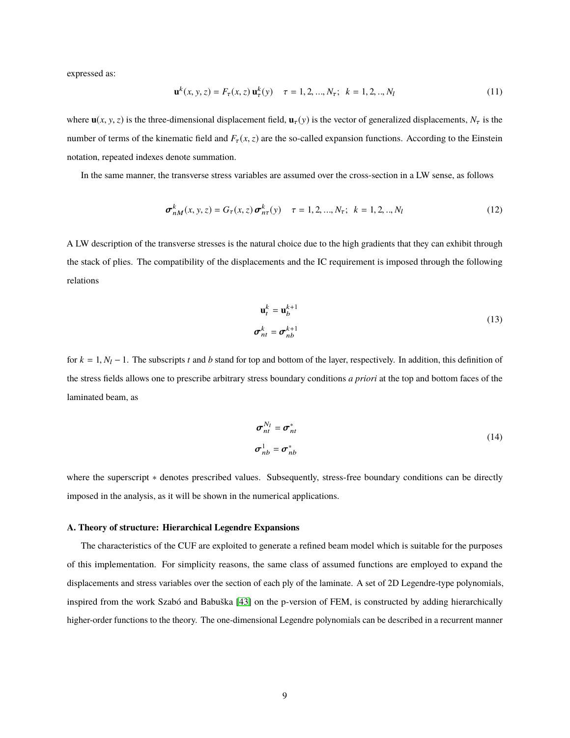expressed as:

$$\mathbf{u}^k(x, y, z) = F_\tau(x, z)\, \mathbf{u}_\tau^k(y) \quad \tau = 1, 2, ..., N_\tau; \;\; k = 1, 2, .., N_l \tag{11}$$

where $\mathbf{u}(x, y, z)$ is the three-dimensional displacement field, $\mathbf{u}_\tau(y)$ is the vector of generalized displacements, $N_\tau$ is the number of terms of the kinematic field and $F_\tau(x, z)$ are the so-called expansion functions. According to the Einstein notation, repeated indexes denote summation.

In the same manner, the transverse stress variables are assumed over the cross-section in a LW sense, as follows

$$\boldsymbol{\sigma}_{nM}^k(x, y, z) = G_\tau(x, z)\, \boldsymbol{\sigma}_{n\tau}^k(y) \quad \tau = 1, 2, ..., N_\tau; \;\; k = 1, 2, .., N_l \tag{12}$$

A LW description of the transverse stresses is the natural choice due to the high gradients that they can exhibit through the stack of plies. The compatibility of the displacements and the IC requirement is imposed through the following relations

$$\begin{aligned} \mathbf{u}_t^k &= \mathbf{u}_b^{k+1} \\ \boldsymbol{\sigma}_{nt}^k &= \boldsymbol{\sigma}_{nb}^{k+1} \end{aligned} \tag{13}$$

for $k = 1, N_l - 1$. The subscripts $t$ and $b$ stand for top and bottom of the layer, respectively. In addition, this definition of the stress fields allows one to prescribe arbitrary stress boundary conditions *a priori* at the top and bottom faces of the laminated beam, as

$$\begin{aligned} \boldsymbol{\sigma}_{nt}^{N_l} &= \boldsymbol{\sigma}_{nt}^* \\ \boldsymbol{\sigma}_{nb}^1 &= \boldsymbol{\sigma}_{nb}^* \end{aligned} \tag{14}$$

where the superscript $*$ denotes prescribed values. Subsequently, stress-free boundary conditions can be directly imposed in the analysis, as it will be shown in the numerical applications.

### A. Theory of structure: Hierarchical Legendre Expansions

The characteristics of the CUF are exploited to generate a refined beam model which is suitable for the purposes of this implementation. For simplicity reasons, the same class of assumed functions are employed to expand the displacements and stress variables over the section of each ply of the laminate. A set of 2D Legendre-type polynomials, inspired from the work Szabó and Babuška [43] on the p-version of FEM, is constructed by adding hierarchically higher-order functions to the theory. The one-dimensional Legendre polynomials can be described in a recurrent manner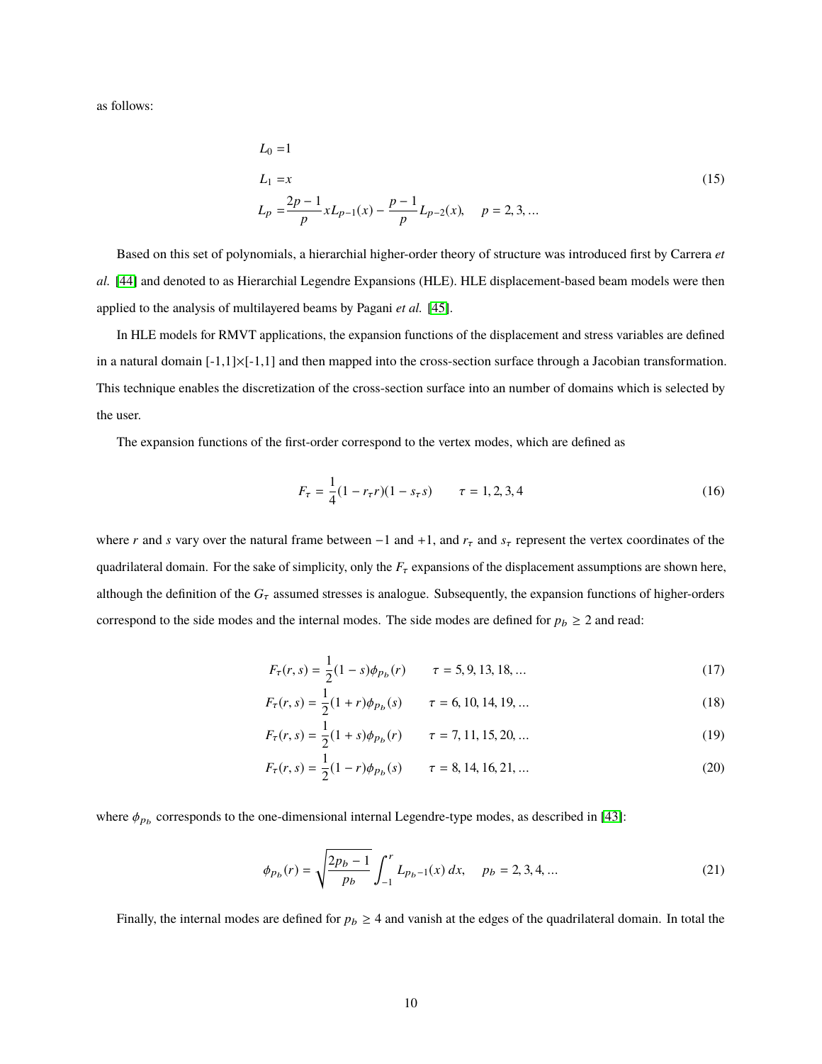as follows:

$$
\begin{aligned}
L_0 &= 1 \\
L_1 &= x \\
L_p &= \frac{2p-1}{p} x L_{p-1}(x) - \frac{p-1}{p} L_{p-2}(x), \quad p = 2, 3, ...
\end{aligned}
\tag{15}
$$

Based on this set of polynomials, a hierarchial higher-order theory of structure was introduced first by Carrera *et al.* [44] and denoted to as Hierarchial Legendre Expansions (HLE). HLE displacement-based beam models were then applied to the analysis of multilayered beams by Pagani *et al.* [45].

In HLE models for RMVT applications, the expansion functions of the displacement and stress variables are defined in a natural domain [-1,1]×[-1,1] and then mapped into the cross-section surface through a Jacobian transformation. This technique enables the discretization of the cross-section surface into an number of domains which is selected by the user.

The expansion functions of the first-order correspond to the vertex modes, which are defined as

$$
F_\tau = \frac{1}{4}(1 - r_\tau r)(1 - s_\tau s) \qquad \tau = 1, 2, 3, 4 \tag{16}
$$

where $r$ and $s$ vary over the natural frame between $-1$ and $+1$, and $r_\tau$ and $s_\tau$ represent the vertex coordinates of the quadrilateral domain. For the sake of simplicity, only the $F_\tau$ expansions of the displacement assumptions are shown here, although the definition of the $G_\tau$ assumed stresses is analogue. Subsequently, the expansion functions of higher-orders correspond to the side modes and the internal modes. The side modes are defined for $p_b \geq 2$ and read:

$$
F_\tau(r, s) = \frac{1}{2}(1 - s)\phi_{p_b}(r) \qquad \tau = 5, 9, 13, 18, ... \tag{17}
$$

$$
F_\tau(r, s) = \frac{1}{2}(1 + r)\phi_{p_b}(s) \qquad \tau = 6, 10, 14, 19, ... \tag{18}
$$

$$
F_\tau(r, s) = \frac{1}{2}(1 + s)\phi_{p_b}(r) \qquad \tau = 7, 11, 15, 20, ... \tag{19}
$$

$$
F_\tau(r, s) = \frac{1}{2}(1 - r)\phi_{p_b}(s) \qquad \tau = 8, 14, 16, 21, ... \tag{20}
$$

where $\phi_{p_b}$ corresponds to the one-dimensional internal Legendre-type modes, as described in [43]:

$$
\phi_{p_b}(r) = \sqrt{\frac{2p_b - 1}{p_b}} \int_{-1}^{r} L_{p_b - 1}(x)\, dx, \quad p_b = 2, 3, 4, ... \tag{21}
$$

Finally, the internal modes are defined for $p_b \geq 4$ and vanish at the edges of the quadrilateral domain. In total the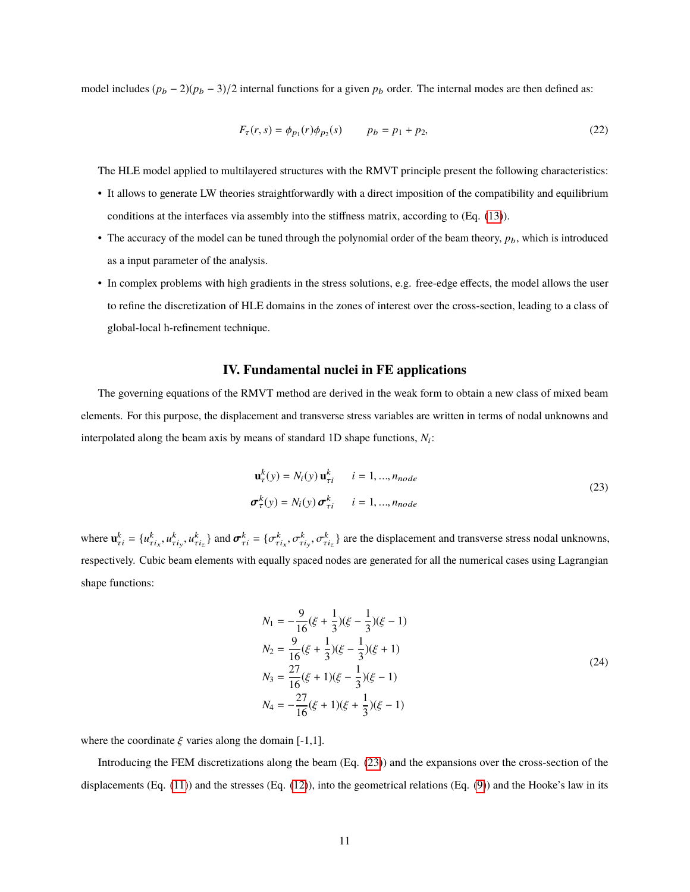model includes $(p_b - 2)(p_b - 3)/2$ internal functions for a given $p_b$ order. The internal modes are then defined as:

$$F_\tau(r, s) = \phi_{p_1}(r)\phi_{p_2}(s) \qquad p_b = p_1 + p_2, \tag{22}$$

The HLE model applied to multilayered structures with the RMVT principle present the following characteristics:

- It allows to generate LW theories straightforwardly with a direct imposition of the compatibility and equilibrium conditions at the interfaces via assembly into the stiffness matrix, according to (Eq. (13)).
- The accuracy of the model can be tuned through the polynomial order of the beam theory, $p_b$, which is introduced as a input parameter of the analysis.
- In complex problems with high gradients in the stress solutions, e.g. free-edge effects, the model allows the user to refine the discretization of HLE domains in the zones of interest over the cross-section, leading to a class of global-local h-refinement technique.

## IV. Fundamental nuclei in FE applications

The governing equations of the RMVT method are derived in the weak form to obtain a new class of mixed beam elements. For this purpose, the displacement and transverse stress variables are written in terms of nodal unknowns and interpolated along the beam axis by means of standard 1D shape functions, $N_i$:

$$\begin{aligned}
\mathbf{u}^k_\tau(y) &= N_i(y)\,\mathbf{u}^k_{\tau i} \qquad i = 1, ..., n_{node} \\
\boldsymbol{\sigma}^k_\tau(y) &= N_i(y)\,\boldsymbol{\sigma}^k_{\tau i} \qquad i = 1, ..., n_{node}
\end{aligned} \tag{23}$$

where $\mathbf{u}^k_{\tau i} = \{u^k_{\tau i_x}, u^k_{\tau i_y}, u^k_{\tau i_z}\}$ and $\boldsymbol{\sigma}^k_{\tau i} = \{\sigma^k_{\tau i_x}, \sigma^k_{\tau i_y}, \sigma^k_{\tau i_z}\}$ are the displacement and transverse stress nodal unknowns, respectively. Cubic beam elements with equally spaced nodes are generated for all the numerical cases using Lagrangian shape functions:

$$\begin{aligned}
N_1 &= -\frac{9}{16}(\xi + \frac{1}{3})(\xi - \frac{1}{3})(\xi - 1) \\
N_2 &= \frac{9}{16}(\xi + \frac{1}{3})(\xi - \frac{1}{3})(\xi + 1) \\
N_3 &= \frac{27}{16}(\xi + 1)(\xi - \frac{1}{3})(\xi - 1) \\
N_4 &= -\frac{27}{16}(\xi + 1)(\xi + \frac{1}{3})(\xi - 1)
\end{aligned} \tag{24}$$

where the coordinate $\xi$ varies along the domain [-1,1].

Introducing the FEM discretizations along the beam (Eq. (23)) and the expansions over the cross-section of the displacements (Eq. (11)) and the stresses (Eq. (12)), into the geometrical relations (Eq. (9)) and the Hooke's law in its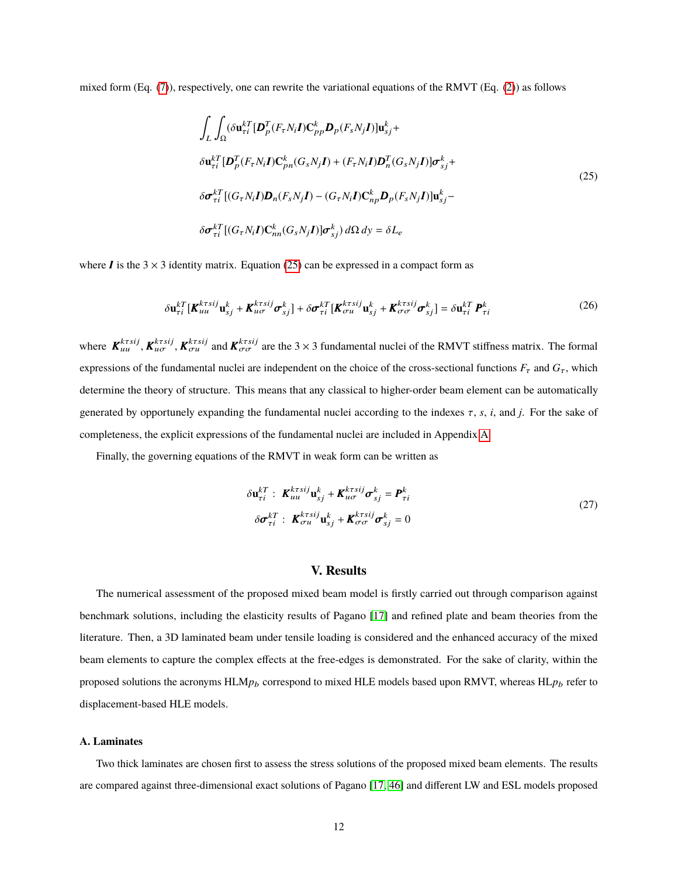mixed form (Eq. (7)), respectively, one can rewrite the variational equations of the RMVT (Eq. (2)) as follows

$$
\begin{aligned}
&\int_L \int_\Omega (\delta \mathbf{u}_{\tau i}^{kT} [\boldsymbol{D}_p^T (F_\tau N_i \boldsymbol{I}) \mathbf{C}_{pp}^k \boldsymbol{D}_p (F_s N_j \boldsymbol{I})] \mathbf{u}_{sj}^k + \\
&\delta \mathbf{u}_{\tau i}^{kT} [\boldsymbol{D}_p^T (F_\tau N_i \boldsymbol{I}) \mathbf{C}_{pn}^k (G_s N_j \boldsymbol{I}) + (F_\tau N_i \boldsymbol{I}) \boldsymbol{D}_n^T (G_s N_j \boldsymbol{I})] \boldsymbol{\sigma}_{sj}^k + \\
&\delta \boldsymbol{\sigma}_{\tau i}^{kT} [(G_\tau N_i \boldsymbol{I}) \boldsymbol{D}_n (F_s N_j \boldsymbol{I}) - (G_\tau N_i \boldsymbol{I}) \mathbf{C}_{np}^k \boldsymbol{D}_p (F_s N_j \boldsymbol{I})] \mathbf{u}_{sj}^k - \\
&\delta \boldsymbol{\sigma}_{\tau i}^{kT} [(G_\tau N_i \boldsymbol{I}) \mathbf{C}_{nn}^k (G_s N_j \boldsymbol{I})] \boldsymbol{\sigma}_{sj}^k) \, d\Omega \, dy = \delta L_e
\end{aligned}
\tag{25}
$$

where $\boldsymbol{I}$ is the $3 \times 3$ identity matrix. Equation (25) can be expressed in a compact form as

$$
\delta \mathbf{u}_{\tau i}^{kT} [\boldsymbol{K}_{uu}^{k\tau sij} \mathbf{u}_{sj}^k + \boldsymbol{K}_{u\sigma}^{k\tau sij} \boldsymbol{\sigma}_{sj}^k] + \delta \boldsymbol{\sigma}_{\tau i}^{kT} [\boldsymbol{K}_{\sigma u}^{k\tau sij} \mathbf{u}_{sj}^k + \boldsymbol{K}_{\sigma\sigma}^{k\tau sij} \boldsymbol{\sigma}_{sj}^k] = \delta \mathbf{u}_{\tau i}^{kT} \boldsymbol{P}_{\tau i}^k
\tag{26}
$$

where $\boldsymbol{K}_{uu}^{k\tau sij}$, $\boldsymbol{K}_{u\sigma}^{k\tau sij}$, $\boldsymbol{K}_{\sigma u}^{k\tau sij}$ and $\boldsymbol{K}_{\sigma\sigma}^{k\tau sij}$ are the $3 \times 3$ fundamental nuclei of the RMVT stiffness matrix. The formal expressions of the fundamental nuclei are independent on the choice of the cross-sectional functions $F_\tau$ and $G_\tau$, which determine the theory of structure. This means that any classical to higher-order beam element can be automatically generated by opportunely expanding the fundamental nuclei according to the indexes $\tau$, $s$, $i$, and $j$. For the sake of completeness, the explicit expressions of the fundamental nuclei are included in Appendix A.

Finally, the governing equations of the RMVT in weak form can be written as

$$
\begin{aligned}
\delta \mathbf{u}_{\tau i}^{kT} &: \; \boldsymbol{K}_{uu}^{k\tau sij} \mathbf{u}_{sj}^k + \boldsymbol{K}_{u\sigma}^{k\tau sij} \boldsymbol{\sigma}_{sj}^k = \boldsymbol{P}_{\tau i}^k \\
\delta \boldsymbol{\sigma}_{\tau i}^{kT} &: \; \boldsymbol{K}_{\sigma u}^{k\tau sij} \mathbf{u}_{sj}^k + \boldsymbol{K}_{\sigma\sigma}^{k\tau sij} \boldsymbol{\sigma}_{sj}^k = 0
\end{aligned}
\tag{27}
$$

## V. Results

The numerical assessment of the proposed mixed beam model is firstly carried out through comparison against benchmark solutions, including the elasticity results of Pagano [17] and refined plate and beam theories from the literature. Then, a 3D laminated beam under tensile loading is considered and the enhanced accuracy of the mixed beam elements to capture the complex effects at the free-edges is demonstrated. For the sake of clarity, within the proposed solutions the acronyms HLM$p_b$ correspond to mixed HLE models based upon RMVT, whereas HL$p_b$ refer to displacement-based HLE models.

### A. Laminates

Two thick laminates are chosen first to assess the stress solutions of the proposed mixed beam elements. The results are compared against three-dimensional exact solutions of Pagano [17, 46] and different LW and ESL models proposed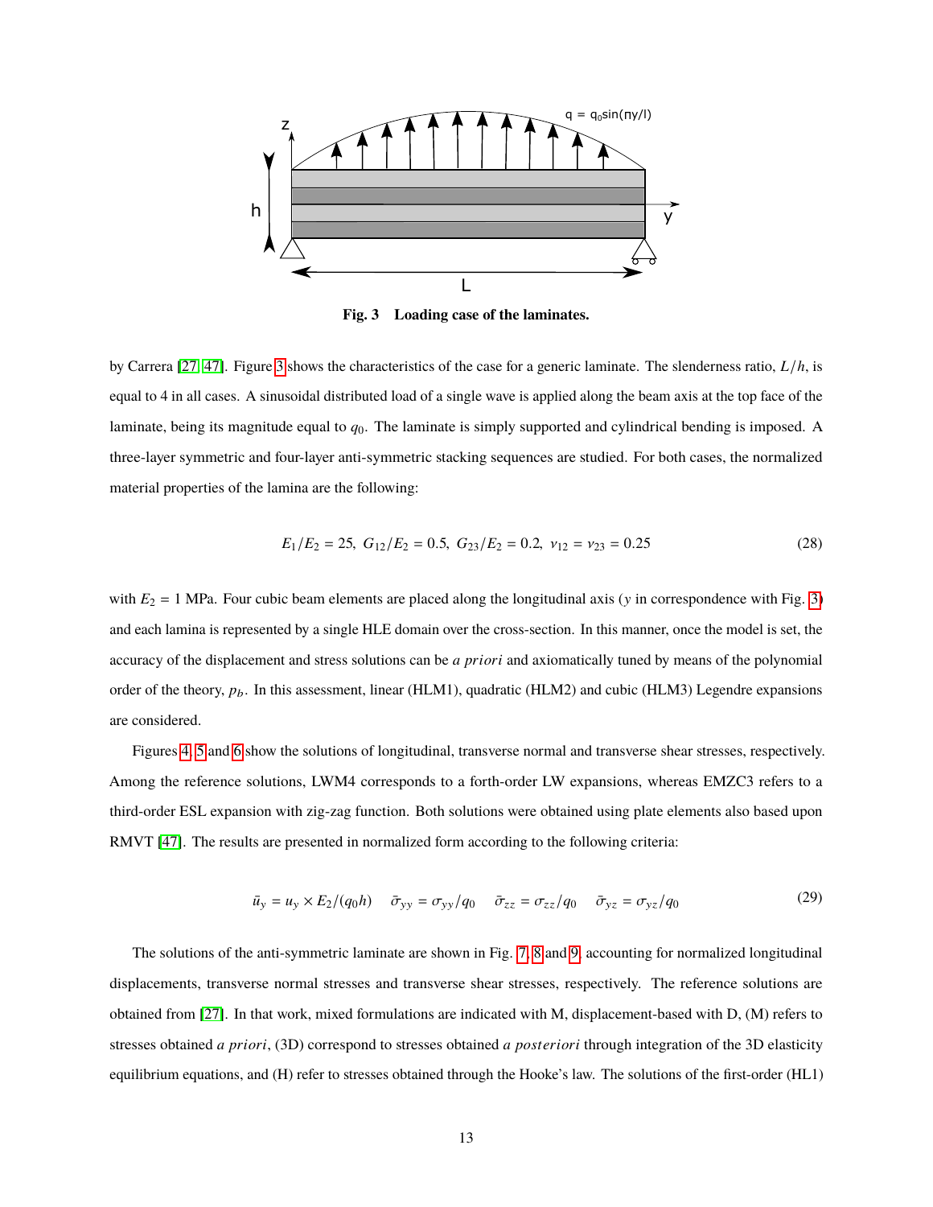Fig. 3 Loading case of the laminates.

by Carrera [27, 47]. Figure 3 shows the characteristics of the case for a generic laminate. The slenderness ratio, $L/h$, is equal to 4 in all cases. A sinusoidal distributed load of a single wave is applied along the beam axis at the top face of the laminate, being its magnitude equal to $q_0$. The laminate is simply supported and cylindrical bending is imposed. A three-layer symmetric and four-layer anti-symmetric stacking sequences are studied. For both cases, the normalized material properties of the lamina are the following:

$$E_1/E_2 = 25, \; G_{12}/E_2 = 0.5, \; G_{23}/E_2 = 0.2, \; \nu_{12} = \nu_{23} = 0.25 \tag{28}$$

with $E_2 = 1$ MPa. Four cubic beam elements are placed along the longitudinal axis ($y$ in correspondence with Fig. 3) and each lamina is represented by a single HLE domain over the cross-section. In this manner, once the model is set, the accuracy of the displacement and stress solutions can be *a priori* and axiomatically tuned by means of the polynomial order of the theory, $p_b$. In this assessment, linear (HLM1), quadratic (HLM2) and cubic (HLM3) Legendre expansions are considered.

Figures 4, 5 and 6 show the solutions of longitudinal, transverse normal and transverse shear stresses, respectively. Among the reference solutions, LWM4 corresponds to a forth-order LW expansions, whereas EMZC3 refers to a third-order ESL expansion with zig-zag function. Both solutions were obtained using plate elements also based upon RMVT [47]. The results are presented in normalized form according to the following criteria:

$$\bar{u}_y = u_y \times E_2/(q_0 h) \quad \bar{\sigma}_{yy} = \sigma_{yy}/q_0 \quad \bar{\sigma}_{zz} = \sigma_{zz}/q_0 \quad \bar{\sigma}_{yz} = \sigma_{yz}/q_0 \tag{29}$$

The solutions of the anti-symmetric laminate are shown in Fig. 7, 8 and 9, accounting for normalized longitudinal displacements, transverse normal stresses and transverse shear stresses, respectively. The reference solutions are obtained from [27]. In that work, mixed formulations are indicated with M, displacement-based with D, (M) refers to stresses obtained *a priori*, (3D) correspond to stresses obtained *a posteriori* through integration of the 3D elasticity equilibrium equations, and (H) refer to stresses obtained through the Hooke's law. The solutions of the first-order (HL1)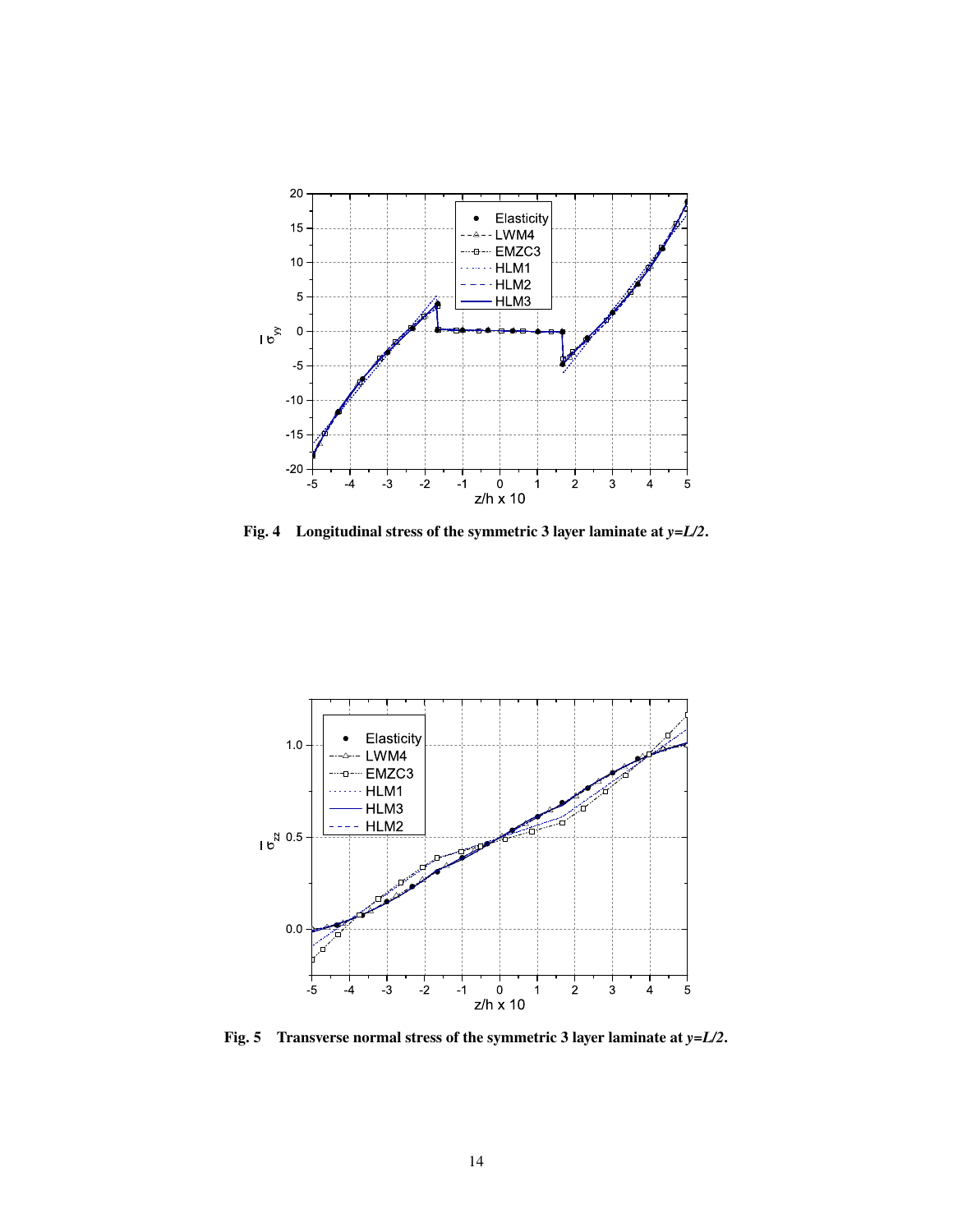**Fig. 4 Longitudinal stress of the symmetric 3 layer laminate at *y=L/2*.**

**Fig. 5 Transverse normal stress of the symmetric 3 layer laminate at *y=L/2*.**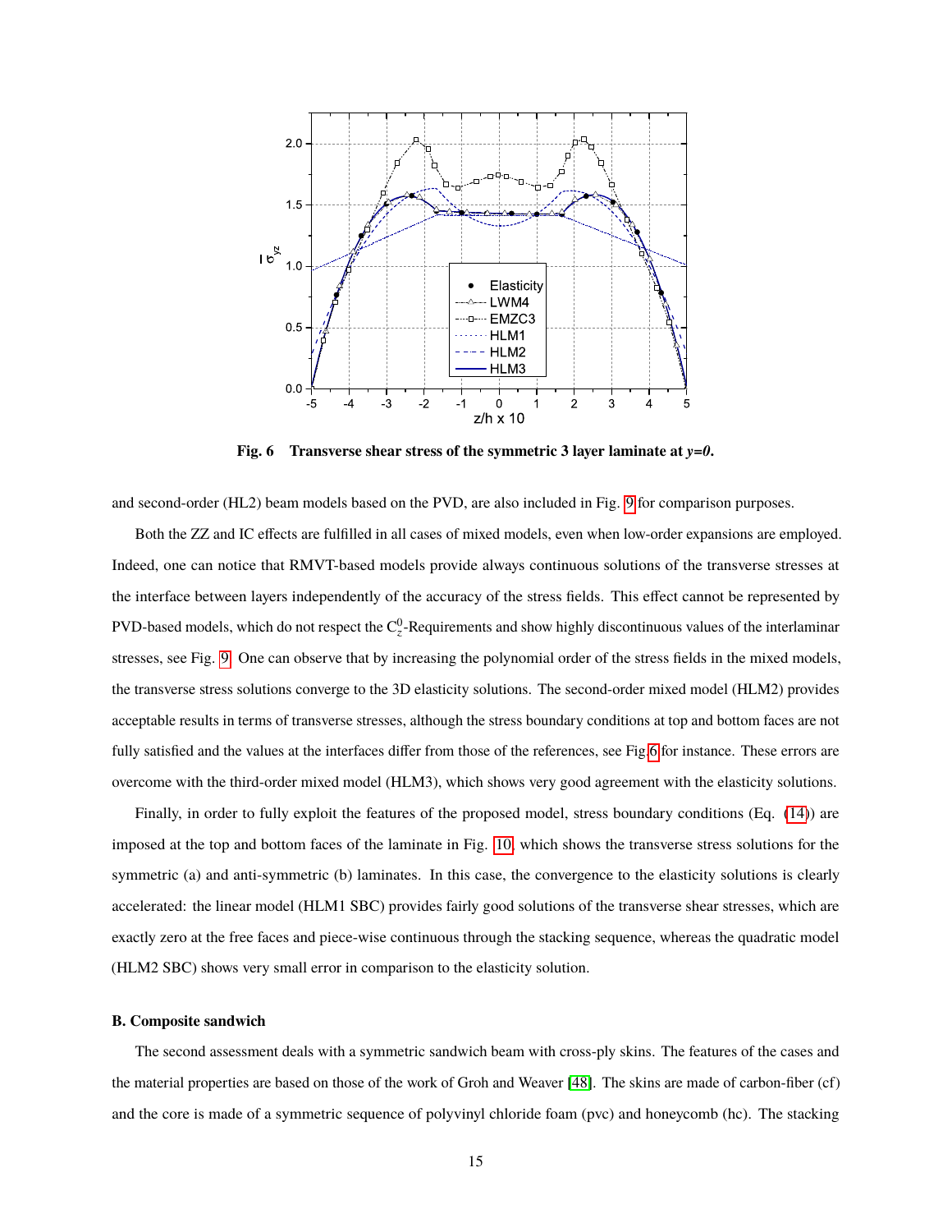Fig. 6 Transverse shear stress of the symmetric 3 layer laminate at *y=0*.

and second-order (HL2) beam models based on the PVD, are also included in Fig. 9 for comparison purposes.

Both the ZZ and IC effects are fulfilled in all cases of mixed models, even when low-order expansions are employed. Indeed, one can notice that RMVT-based models provide always continuous solutions of the transverse stresses at the interface between layers independently of the accuracy of the stress fields. This effect cannot be represented by PVD-based models, which do not respect the $C_z^0$-Requirements and show highly discontinuous values of the interlaminar stresses, see Fig. 9. One can observe that by increasing the polynomial order of the stress fields in the mixed models, the transverse stress solutions converge to the 3D elasticity solutions. The second-order mixed model (HLM2) provides acceptable results in terms of transverse stresses, although the stress boundary conditions at top and bottom faces are not fully satisfied and the values at the interfaces differ from those of the references, see Fig.6 for instance. These errors are overcome with the third-order mixed model (HLM3), which shows very good agreement with the elasticity solutions.

Finally, in order to fully exploit the features of the proposed model, stress boundary conditions (Eq. (14)) are imposed at the top and bottom faces of the laminate in Fig. 10, which shows the transverse stress solutions for the symmetric (a) and anti-symmetric (b) laminates. In this case, the convergence to the elasticity solutions is clearly accelerated: the linear model (HLM1 SBC) provides fairly good solutions of the transverse shear stresses, which are exactly zero at the free faces and piece-wise continuous through the stacking sequence, whereas the quadratic model (HLM2 SBC) shows very small error in comparison to the elasticity solution.

### B. Composite sandwich

The second assessment deals with a symmetric sandwich beam with cross-ply skins. The features of the cases and the material properties are based on those of the work of Groh and Weaver [48]. The skins are made of carbon-fiber (cf) and the core is made of a symmetric sequence of polyvinyl chloride foam (pvc) and honeycomb (hc). The stacking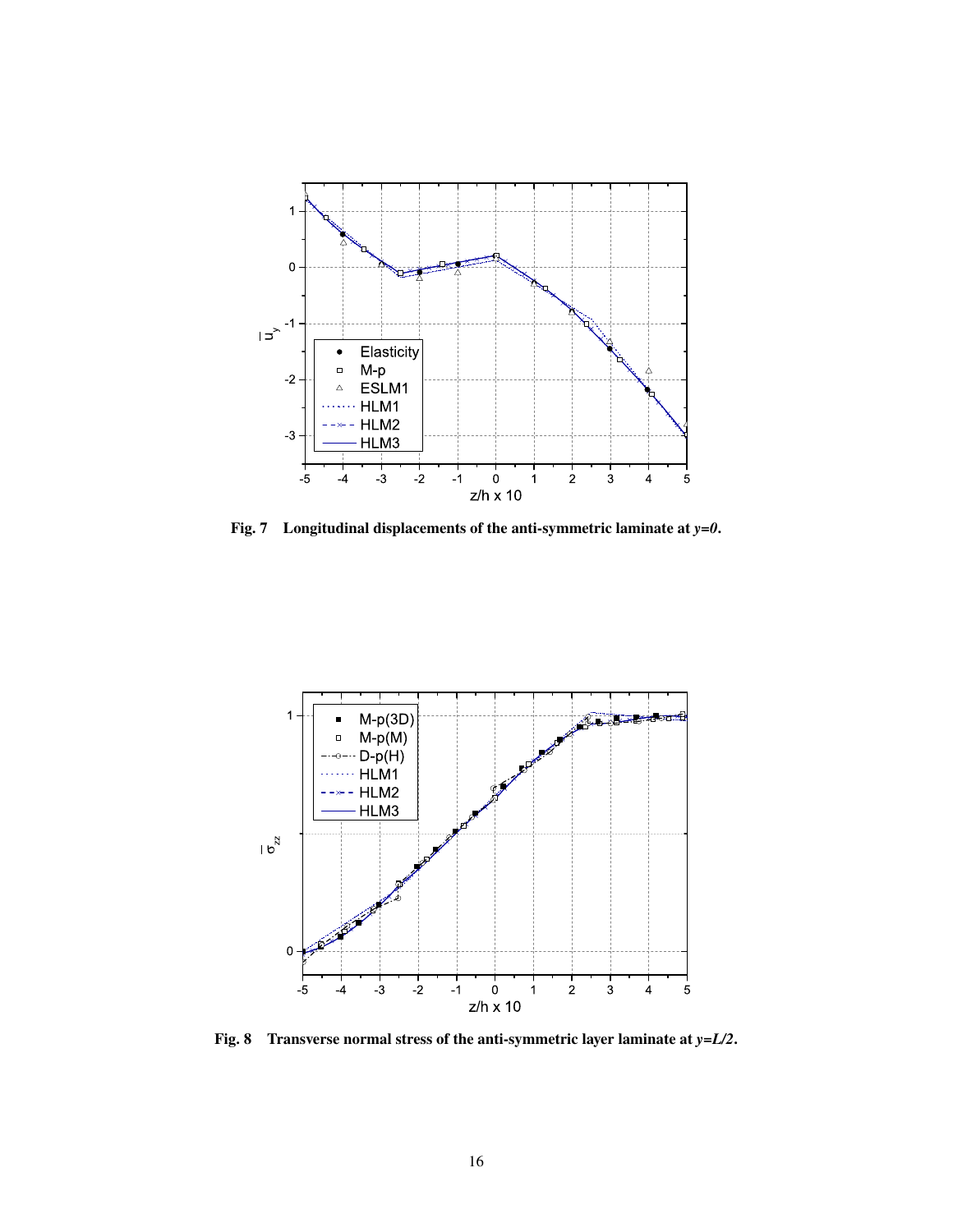**Fig. 7 Longitudinal displacements of the anti-symmetric laminate at *y=0*.**

**Fig. 8 Transverse normal stress of the anti-symmetric layer laminate at *y=L/2*.**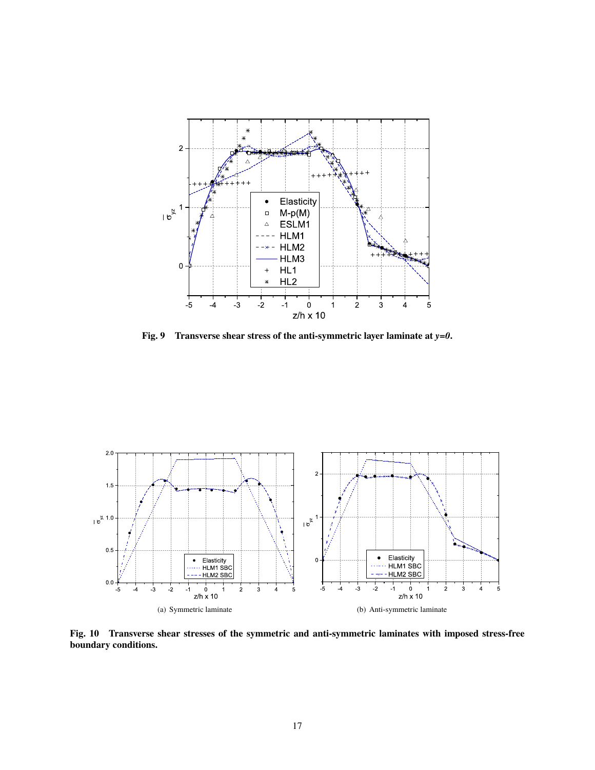**Fig. 9 Transverse shear stress of the anti-symmetric layer laminate at *y=0*.**

(a) Symmetric laminate

(b) Anti-symmetric laminate

**Fig. 10 Transverse shear stresses of the symmetric and anti-symmetric laminates with imposed stress-free boundary conditions.**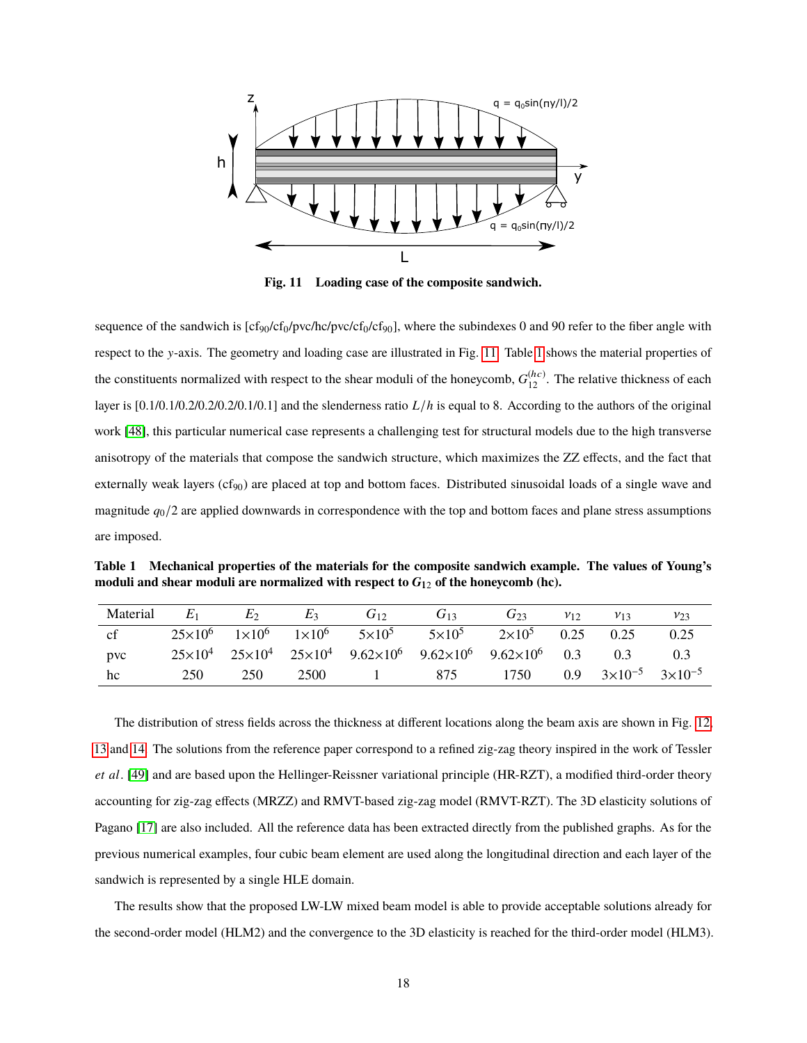Fig. 11 Loading case of the composite sandwich.

sequence of the sandwich is [cf$_{90}$/cf$_0$/pvc/hc/pvc/cf$_0$/cf$_{90}$], where the subindexes 0 and 90 refer to the fiber angle with respect to the $y$-axis. The geometry and loading case are illustrated in Fig. 11. Table 1 shows the material properties of the constituents normalized with respect to the shear moduli of the honeycomb, $G_{12}^{(hc)}$. The relative thickness of each layer is [0.1/0.1/0.2/0.2/0.2/0.1/0.1] and the slenderness ratio $L/h$ is equal to 8. According to the authors of the original work [48], this particular numerical case represents a challenging test for structural models due to the high transverse anisotropy of the materials that compose the sandwich structure, which maximizes the ZZ effects, and the fact that externally weak layers (cf$_{90}$) are placed at top and bottom faces. Distributed sinusoidal loads of a single wave and magnitude $q_0/2$ are applied downwards in correspondence with the top and bottom faces and plane stress assumptions are imposed.

**Table 1 Mechanical properties of the materials for the composite sandwich example. The values of Young's moduli and shear moduli are normalized with respect to $G_{12}$ of the honeycomb (hc).**

| Material | $E_1$ | $E_2$ | $E_3$ | $G_{12}$ | $G_{13}$ | $G_{23}$ | $\nu_{12}$ | $\nu_{13}$ | $\nu_{23}$ |
|---|---|---|---|---|---|---|---|---|---|
| cf | $25\times10^6$ | $1\times10^6$ | $1\times10^6$ | $5\times10^5$ | $5\times10^5$ | $2\times10^5$ | 0.25 | 0.25 | 0.25 |
| pvc | $25\times10^4$ | $25\times10^4$ | $25\times10^4$ | $9.62\times10^6$ | $9.62\times10^6$ | $9.62\times10^6$ | 0.3 | 0.3 | 0.3 |
| hc | 250 | 250 | 2500 | 1 | 875 | 1750 | 0.9 | $3\times10^{-5}$ | $3\times10^{-5}$ |

The distribution of stress fields across the thickness at different locations along the beam axis are shown in Fig. 12, 13 and 14. The solutions from the reference paper correspond to a refined zig-zag theory inspired in the work of Tessler *et al*. [49] and are based upon the Hellinger-Reissner variational principle (HR-RZT), a modified third-order theory accounting for zig-zag effects (MRZZ) and RMVT-based zig-zag model (RMVT-RZT). The 3D elasticity solutions of Pagano [17] are also included. All the reference data has been extracted directly from the published graphs. As for the previous numerical examples, four cubic beam element are used along the longitudinal direction and each layer of the sandwich is represented by a single HLE domain.

The results show that the proposed LW-LW mixed beam model is able to provide acceptable solutions already for the second-order model (HLM2) and the convergence to the 3D elasticity is reached for the third-order model (HLM3).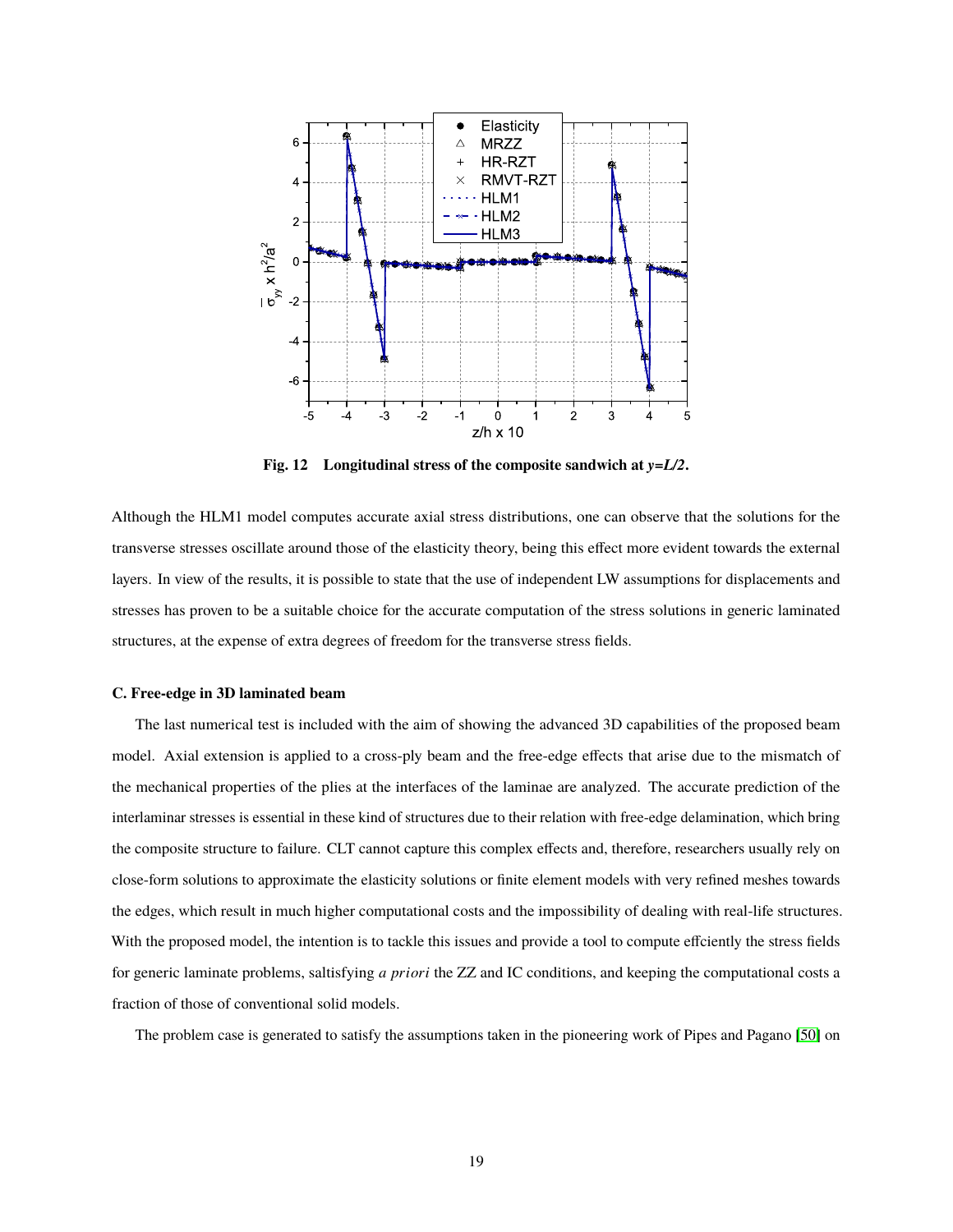**Fig. 12 Longitudinal stress of the composite sandwich at *y=L/2*.**

Although the HLM1 model computes accurate axial stress distributions, one can observe that the solutions for the transverse stresses oscillate around those of the elasticity theory, being this effect more evident towards the external layers. In view of the results, it is possible to state that the use of independent LW assumptions for displacements and stresses has proven to be a suitable choice for the accurate computation of the stress solutions in generic laminated structures, at the expense of extra degrees of freedom for the transverse stress fields.

### C. Free-edge in 3D laminated beam

The last numerical test is included with the aim of showing the advanced 3D capabilities of the proposed beam model. Axial extension is applied to a cross-ply beam and the free-edge effects that arise due to the mismatch of the mechanical properties of the plies at the interfaces of the laminae are analyzed. The accurate prediction of the interlaminar stresses is essential in these kind of structures due to their relation with free-edge delamination, which bring the composite structure to failure. CLT cannot capture this complex effects and, therefore, researchers usually rely on close-form solutions to approximate the elasticity solutions or finite element models with very refined meshes towards the edges, which result in much higher computational costs and the impossibility of dealing with real-life structures. With the proposed model, the intention is to tackle this issues and provide a tool to compute effciently the stress fields for generic laminate problems, saltisfying *a priori* the ZZ and IC conditions, and keeping the computational costs a fraction of those of conventional solid models.

The problem case is generated to satisfy the assumptions taken in the pioneering work of Pipes and Pagano [50] on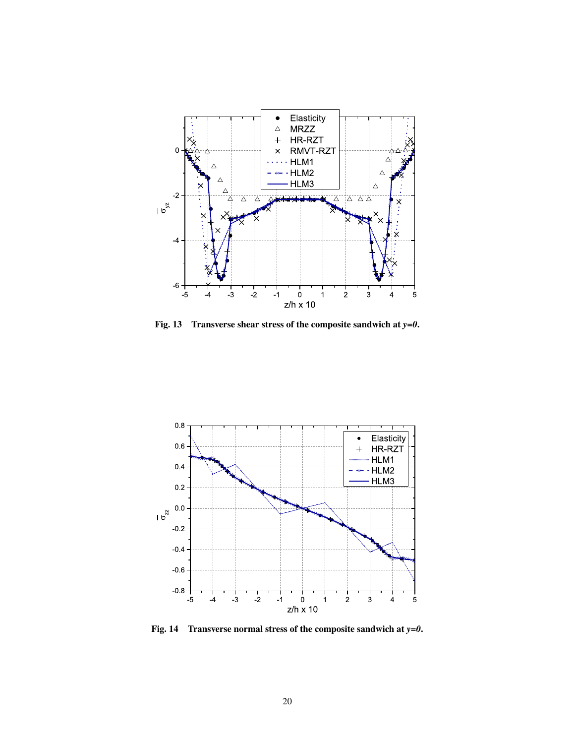**Fig. 13 Transverse shear stress of the composite sandwich at *y=0*.**

**Fig. 14 Transverse normal stress of the composite sandwich at *y=0*.**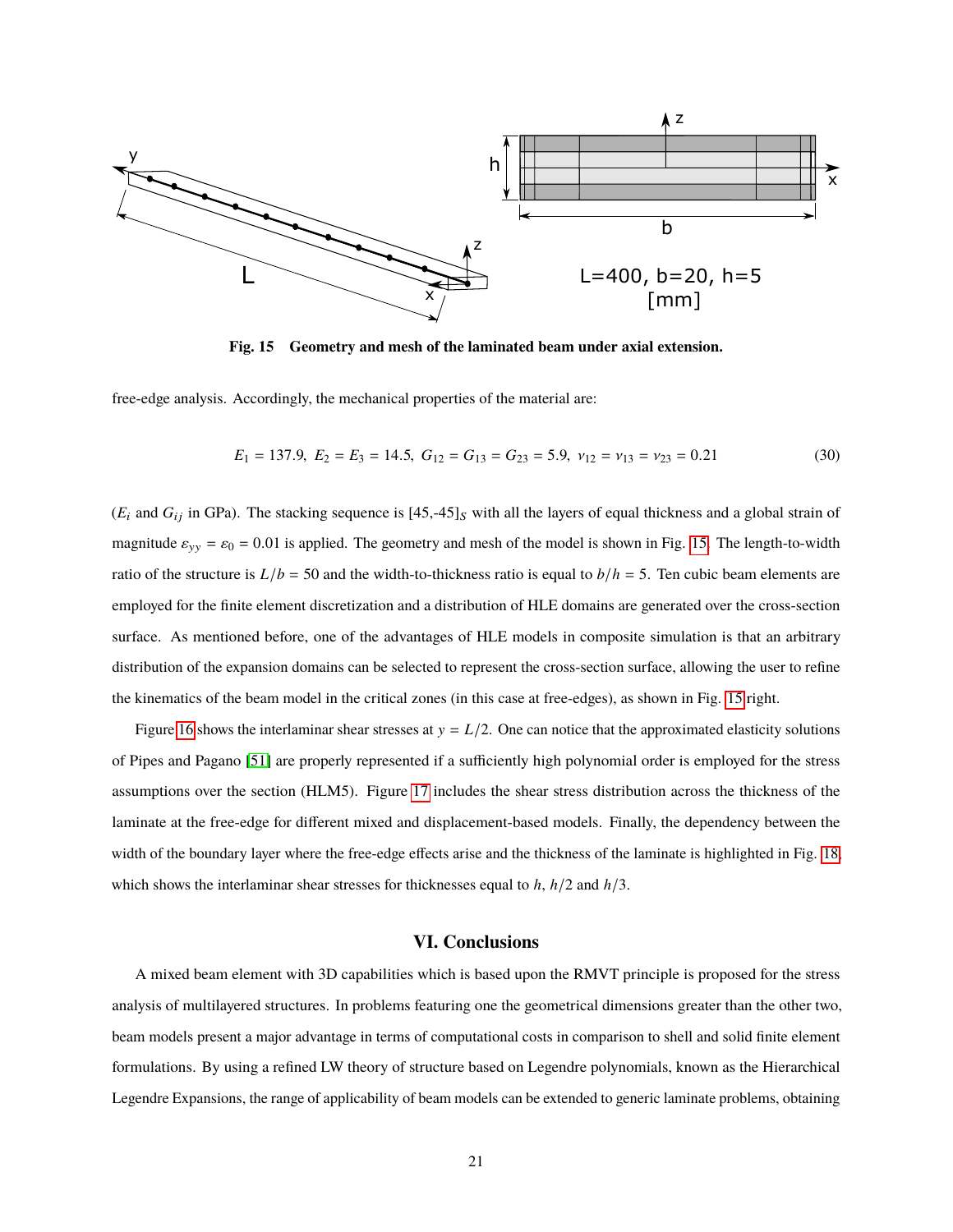Fig. 15 Geometry and mesh of the laminated beam under axial extension.

free-edge analysis. Accordingly, the mechanical properties of the material are:

$$E_1 = 137.9,\ E_2 = E_3 = 14.5,\ G_{12} = G_{13} = G_{23} = 5.9,\ \nu_{12} = \nu_{13} = \nu_{23} = 0.21 \tag{30}$$

($E_i$ and $G_{ij}$ in GPa). The stacking sequence is $[45,\text{-}45]_S$ with all the layers of equal thickness and a global strain of magnitude $\varepsilon_{yy} = \varepsilon_0 = 0.01$ is applied. The geometry and mesh of the model is shown in Fig. 15. The length-to-width ratio of the structure is $L/b = 50$ and the width-to-thickness ratio is equal to $b/h = 5$. Ten cubic beam elements are employed for the finite element discretization and a distribution of HLE domains are generated over the cross-section surface. As mentioned before, one of the advantages of HLE models in composite simulation is that an arbitrary distribution of the expansion domains can be selected to represent the cross-section surface, allowing the user to refine the kinematics of the beam model in the critical zones (in this case at free-edges), as shown in Fig. 15 right.

Figure 16 shows the interlaminar shear stresses at $y = L/2$. One can notice that the approximated elasticity solutions of Pipes and Pagano [51] are properly represented if a sufficiently high polynomial order is employed for the stress assumptions over the section (HLM5). Figure 17 includes the shear stress distribution across the thickness of the laminate at the free-edge for different mixed and displacement-based models. Finally, the dependency between the width of the boundary layer where the free-edge effects arise and the thickness of the laminate is highlighted in Fig. 18, which shows the interlaminar shear stresses for thicknesses equal to $h$, $h/2$ and $h/3$.

## VI. Conclusions

A mixed beam element with 3D capabilities which is based upon the RMVT principle is proposed for the stress analysis of multilayered structures. In problems featuring one the geometrical dimensions greater than the other two, beam models present a major advantage in terms of computational costs in comparison to shell and solid finite element formulations. By using a refined LW theory of structure based on Legendre polynomials, known as the Hierarchical Legendre Expansions, the range of applicability of beam models can be extended to generic laminate problems, obtaining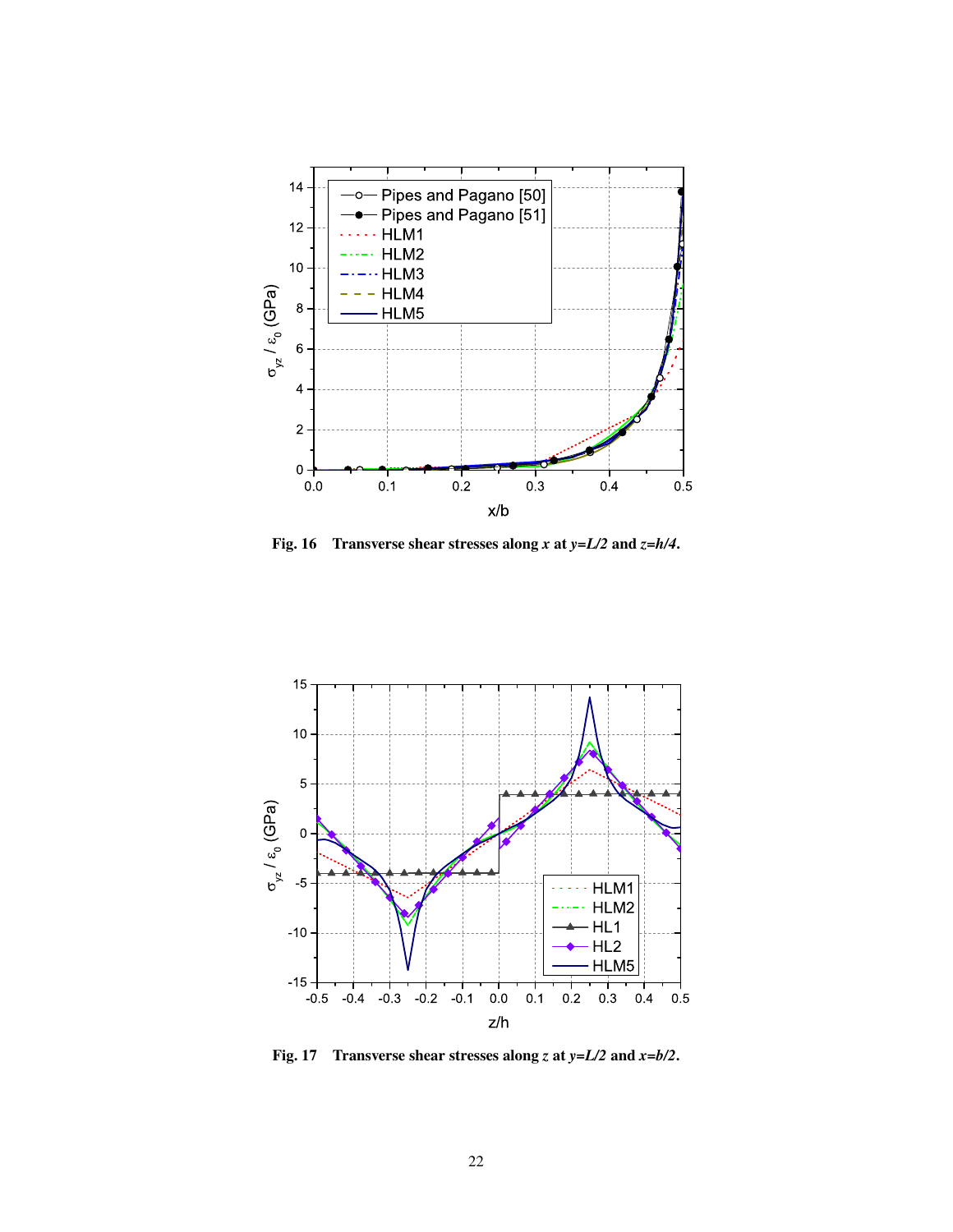**Fig. 16** Transverse shear stresses along *x* at *y=L/2* and *z=h/4*.

**Fig. 17** Transverse shear stresses along *z* at *y=L/2* and *x=b/2*.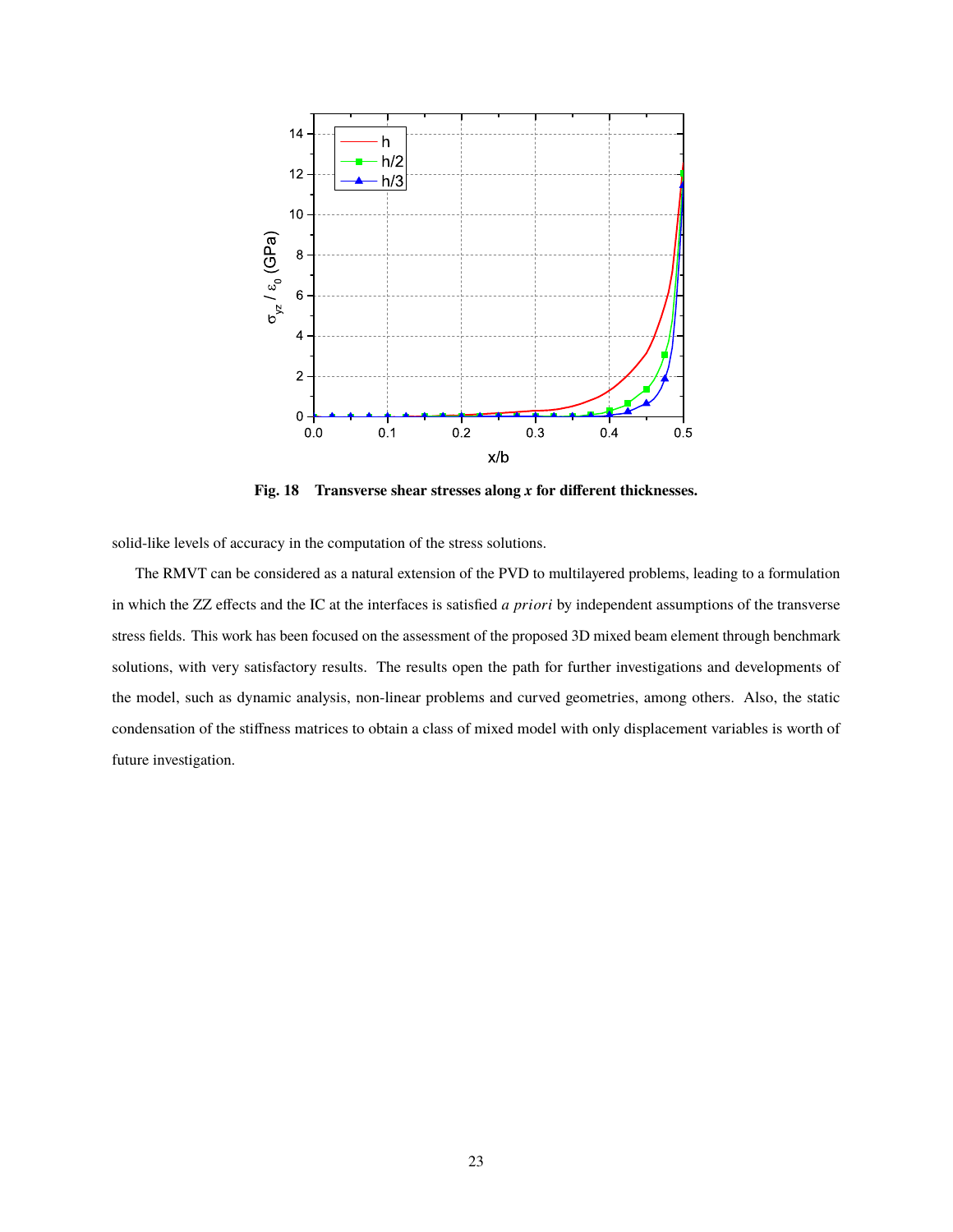Fig. 18 Transverse shear stresses along $x$ for different thicknesses.

solid-like levels of accuracy in the computation of the stress solutions.

The RMVT can be considered as a natural extension of the PVD to multilayered problems, leading to a formulation in which the ZZ effects and the IC at the interfaces is satisfied *a priori* by independent assumptions of the transverse stress fields. This work has been focused on the assessment of the proposed 3D mixed beam element through benchmark solutions, with very satisfactory results. The results open the path for further investigations and developments of the model, such as dynamic analysis, non-linear problems and curved geometries, among others. Also, the static condensation of the stiffness matrices to obtain a class of mixed model with only displacement variables is worth of future investigation.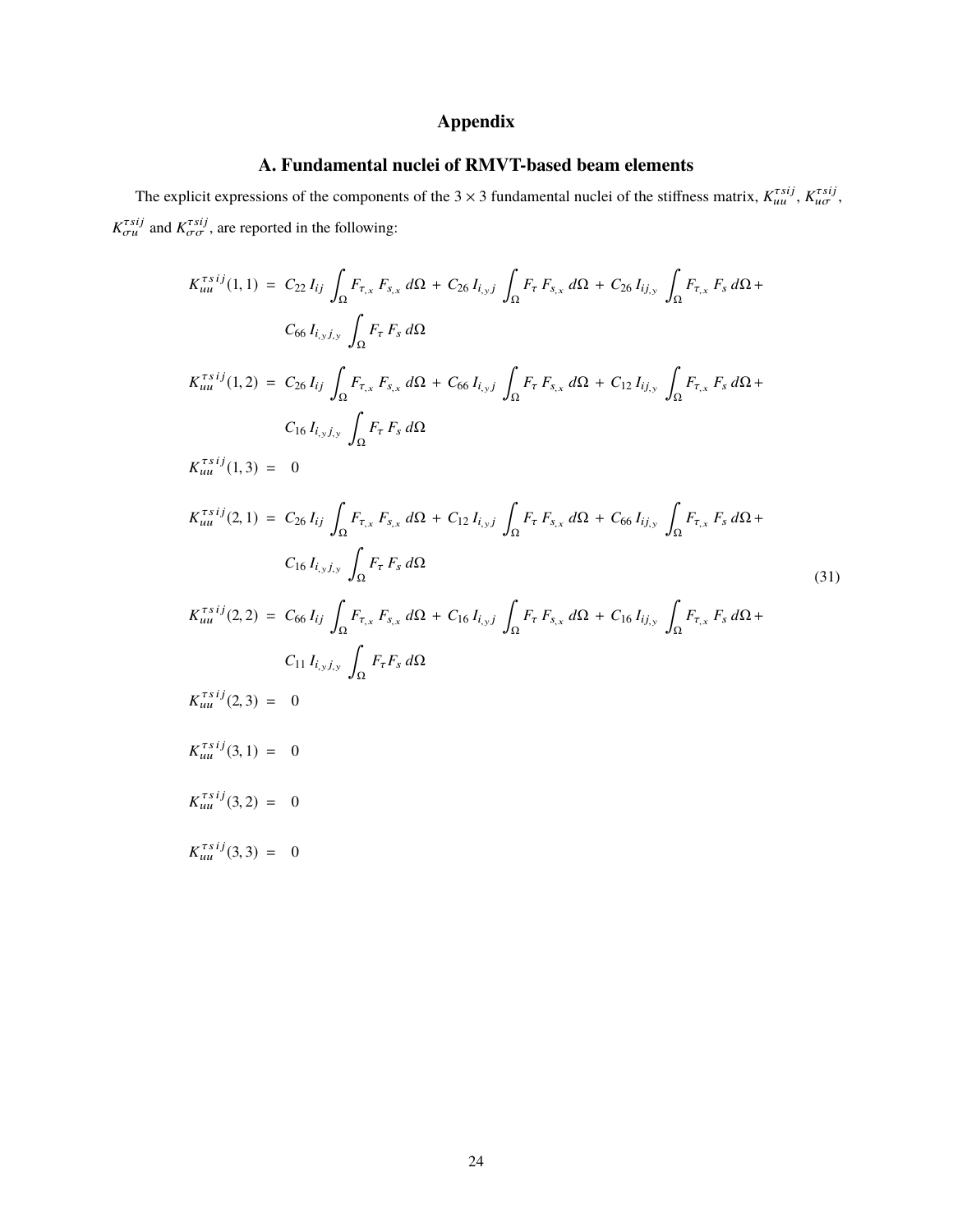# Appendix

## A. Fundamental nuclei of RMVT-based beam elements

The explicit expressions of the components of the $3 \times 3$ fundamental nuclei of the stiffness matrix, $K_{uu}^{\tau sij}$, $K_{u\sigma}^{\tau sij}$, $K_{\sigma u}^{\tau sij}$ and $K_{\sigma\sigma}^{\tau sij}$, are reported in the following:

$$
\begin{aligned}
K_{uu}^{\tau s i j}(1,1) \; &= \; C_{22}\, I_{ij} \int_{\Omega} F_{\tau_{,x}}\, F_{s_{,x}}\, d\Omega \, + \, C_{26}\, I_{i_{,y}j} \int_{\Omega} F_{\tau}\, F_{s_{,x}}\, d\Omega \, + \, C_{26}\, I_{ij_{,y}} \int_{\Omega} F_{\tau_{,x}}\, F_{s}\, d\Omega \, + \\
&\quad\; C_{66}\, I_{i_{,y}j_{,y}} \int_{\Omega} F_{\tau}\, F_{s}\, d\Omega \\
K_{uu}^{\tau s i j}(1,2) \; &= \; C_{26}\, I_{ij} \int_{\Omega} F_{\tau_{,x}}\, F_{s_{,x}}\, d\Omega \, + \, C_{66}\, I_{i_{,y}j} \int_{\Omega} F_{\tau}\, F_{s_{,x}}\, d\Omega \, + \, C_{12}\, I_{ij_{,y}} \int_{\Omega} F_{\tau_{,x}}\, F_{s}\, d\Omega \, + \\
&\quad\; C_{16}\, I_{i_{,y}j_{,y}} \int_{\Omega} F_{\tau}\, F_{s}\, d\Omega \\
K_{uu}^{\tau s i j}(1,3) \; &= \; 0 \\
K_{uu}^{\tau s i j}(2,1) \; &= \; C_{26}\, I_{ij} \int_{\Omega} F_{\tau_{,x}}\, F_{s_{,x}}\, d\Omega \, + \, C_{12}\, I_{i_{,y}j} \int_{\Omega} F_{\tau}\, F_{s_{,x}}\, d\Omega \, + \, C_{66}\, I_{ij_{,y}} \int_{\Omega} F_{\tau_{,x}}\, F_{s}\, d\Omega \, + \\
&\quad\; C_{16}\, I_{i_{,y}j_{,y}} \int_{\Omega} F_{\tau}\, F_{s}\, d\Omega \\
K_{uu}^{\tau s i j}(2,2) \; &= \; C_{66}\, I_{ij} \int_{\Omega} F_{\tau_{,x}}\, F_{s_{,x}}\, d\Omega \, + \, C_{16}\, I_{i_{,y}j} \int_{\Omega} F_{\tau}\, F_{s_{,x}}\, d\Omega \, + \, C_{16}\, I_{ij_{,y}} \int_{\Omega} F_{\tau_{,x}}\, F_{s}\, d\Omega \, + \\
&\quad\; C_{11}\, I_{i_{,y}j_{,y}} \int_{\Omega} F_{\tau} F_{s}\, d\Omega \\
K_{uu}^{\tau s i j}(2,3) \; &= \; 0 \\
K_{uu}^{\tau s i j}(3,1) \; &= \; 0 \\
K_{uu}^{\tau s i j}(3,2) \; &= \; 0 \\
K_{uu}^{\tau s i j}(3,3) \; &= \; 0
\end{aligned}
\tag{31}
$$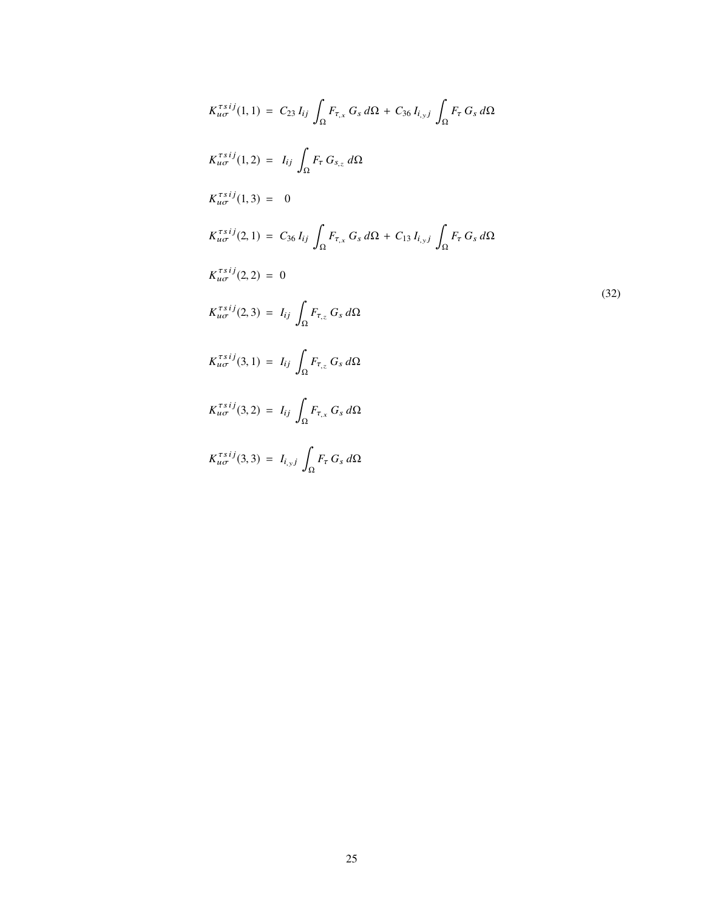$$
\begin{aligned}
K_{u\sigma}^{\tau s i j}(1,1) &= C_{23}\, I_{ij} \int_{\Omega} F_{\tau,x}\, G_s \, d\Omega \,+\, C_{36}\, I_{i,yj} \int_{\Omega} F_{\tau}\, G_s \, d\Omega \\
K_{u\sigma}^{\tau s i j}(1,2) &= I_{ij} \int_{\Omega} F_{\tau}\, G_{s,z} \, d\Omega \\
K_{u\sigma}^{\tau s i j}(1,3) &= 0 \\
K_{u\sigma}^{\tau s i j}(2,1) &= C_{36}\, I_{ij} \int_{\Omega} F_{\tau,x}\, G_s \, d\Omega \,+\, C_{13}\, I_{i,yj} \int_{\Omega} F_{\tau}\, G_s \, d\Omega \\
K_{u\sigma}^{\tau s i j}(2,2) &= 0 \\
K_{u\sigma}^{\tau s i j}(2,3) &= I_{ij} \int_{\Omega} F_{\tau,z}\, G_s \, d\Omega \\
K_{u\sigma}^{\tau s i j}(3,1) &= I_{ij} \int_{\Omega} F_{\tau,z}\, G_s \, d\Omega \\
K_{u\sigma}^{\tau s i j}(3,2) &= I_{ij} \int_{\Omega} F_{\tau,x}\, G_s \, d\Omega \\
K_{u\sigma}^{\tau s i j}(3,3) &= I_{i,yj} \int_{\Omega} F_{\tau}\, G_s \, d\Omega
\end{aligned}
\tag{32}
$$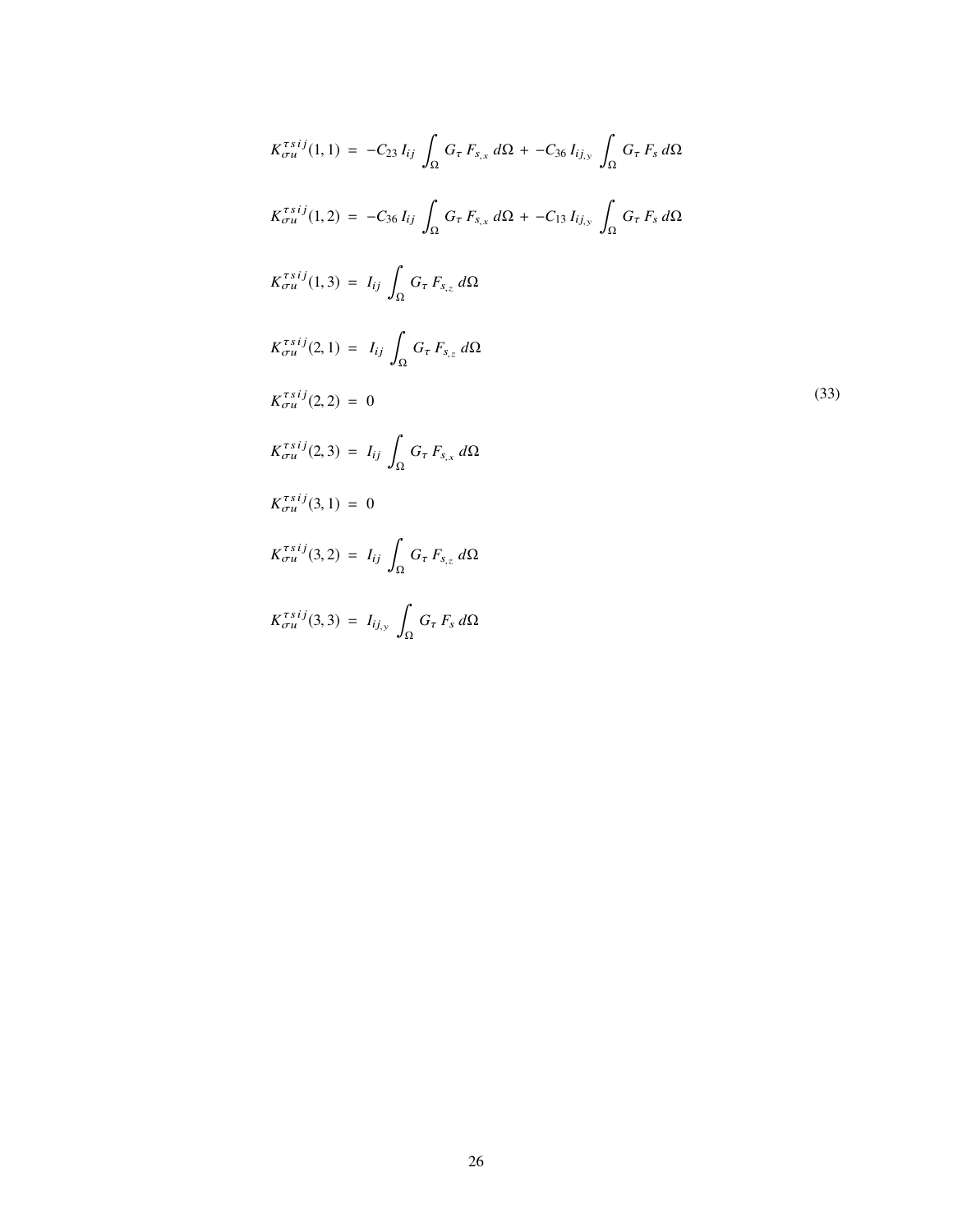$$
\begin{aligned}
K_{\sigma u}^{\tau s i j}(1,1) &= -C_{23}\, I_{ij} \int_{\Omega} G_{\tau}\, F_{s,x}\, d\Omega \;+\; -C_{36}\, I_{ij,y} \int_{\Omega} G_{\tau}\, F_{s}\, d\Omega \\
K_{\sigma u}^{\tau s i j}(1,2) &= -C_{36}\, I_{ij} \int_{\Omega} G_{\tau}\, F_{s,x}\, d\Omega \;+\; -C_{13}\, I_{ij,y} \int_{\Omega} G_{\tau}\, F_{s}\, d\Omega \\
K_{\sigma u}^{\tau s i j}(1,3) &= I_{ij} \int_{\Omega} G_{\tau}\, F_{s,z}\, d\Omega \\
K_{\sigma u}^{\tau s i j}(2,1) &= I_{ij} \int_{\Omega} G_{\tau}\, F_{s,z}\, d\Omega \\
K_{\sigma u}^{\tau s i j}(2,2) &= 0 \\
K_{\sigma u}^{\tau s i j}(2,3) &= I_{ij} \int_{\Omega} G_{\tau}\, F_{s,x}\, d\Omega \\
K_{\sigma u}^{\tau s i j}(3,1) &= 0 \\
K_{\sigma u}^{\tau s i j}(3,2) &= I_{ij} \int_{\Omega} G_{\tau}\, F_{s,z}\, d\Omega \\
K_{\sigma u}^{\tau s i j}(3,3) &= I_{ij,y} \int_{\Omega} G_{\tau}\, F_{s}\, d\Omega
\end{aligned}
\tag{33}
$$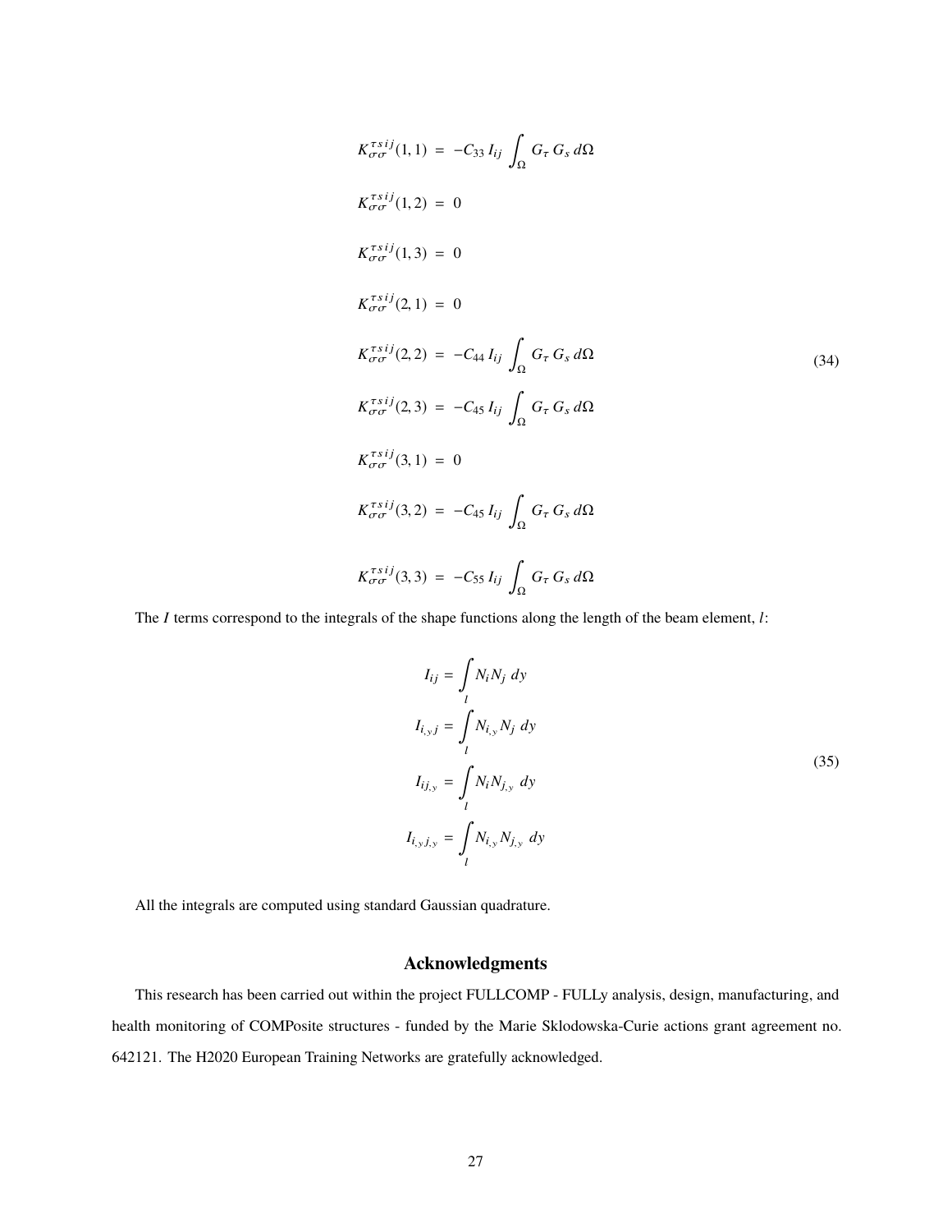$$
\begin{aligned}
K_{\sigma\sigma}^{\tau s i j}(1,1) &= -C_{33}\, I_{ij} \int_{\Omega} G_{\tau}\, G_{s}\, d\Omega \\
K_{\sigma\sigma}^{\tau s i j}(1,2) &= 0 \\
K_{\sigma\sigma}^{\tau s i j}(1,3) &= 0 \\
K_{\sigma\sigma}^{\tau s i j}(2,1) &= 0 \\
K_{\sigma\sigma}^{\tau s i j}(2,2) &= -C_{44}\, I_{ij} \int_{\Omega} G_{\tau}\, G_{s}\, d\Omega \\
K_{\sigma\sigma}^{\tau s i j}(2,3) &= -C_{45}\, I_{ij} \int_{\Omega} G_{\tau}\, G_{s}\, d\Omega \\
K_{\sigma\sigma}^{\tau s i j}(3,1) &= 0 \\
K_{\sigma\sigma}^{\tau s i j}(3,2) &= -C_{45}\, I_{ij} \int_{\Omega} G_{\tau}\, G_{s}\, d\Omega \\
K_{\sigma\sigma}^{\tau s i j}(3,3) &= -C_{55}\, I_{ij} \int_{\Omega} G_{\tau}\, G_{s}\, d\Omega
\end{aligned}
\tag{34}
$$

The $I$ terms correspond to the integrals of the shape functions along the length of the beam element, $l$:

$$
\begin{aligned}
I_{ij} &= \int_{l} N_i N_j \; dy \\
I_{i_{,y}j} &= \int_{l} N_{i_{,y}} N_j \; dy \\
I_{ij_{,y}} &= \int_{l} N_i N_{j_{,y}} \; dy \\
I_{i_{,y}j_{,y}} &= \int_{l} N_{i_{,y}} N_{j_{,y}} \; dy
\end{aligned}
\tag{35}
$$

All the integrals are computed using standard Gaussian quadrature.

## Acknowledgments

This research has been carried out within the project FULLCOMP - FULLy analysis, design, manufacturing, and health monitoring of COMPosite structures - funded by the Marie Sklodowska-Curie actions grant agreement no. 642121. The H2020 European Training Networks are gratefully acknowledged.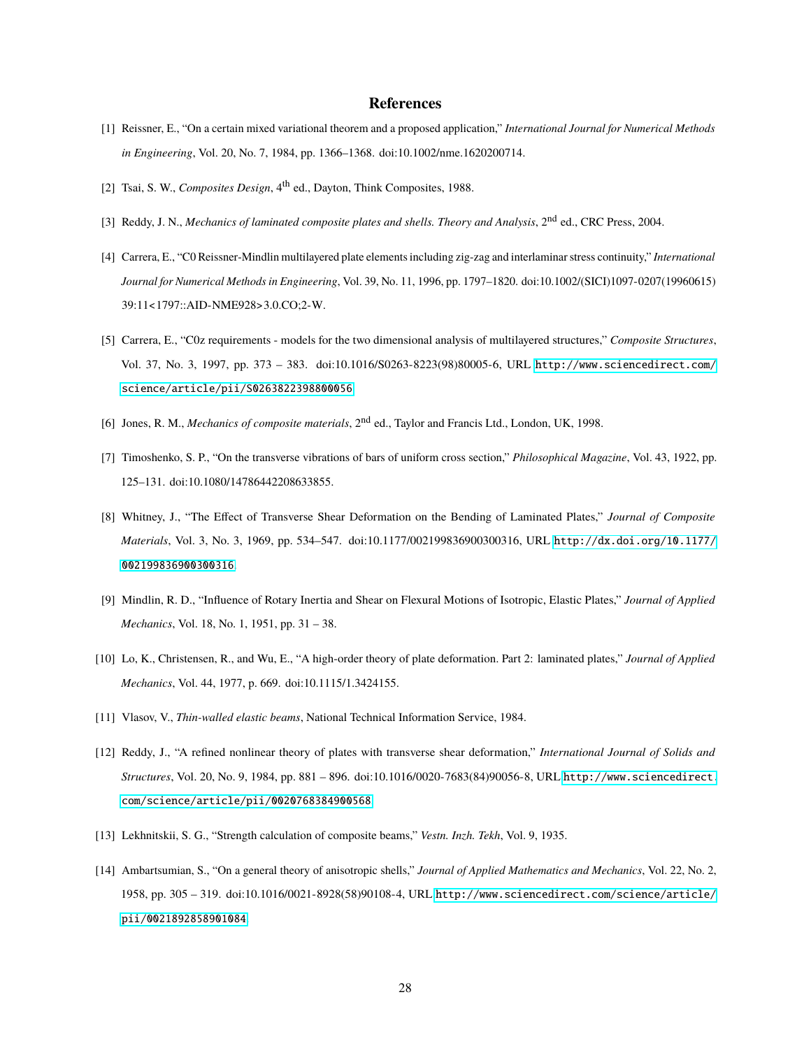## References

[1] Reissner, E., "On a certain mixed variational theorem and a proposed application," *International Journal for Numerical Methods in Engineering*, Vol. 20, No. 7, 1984, pp. 1366–1368. doi:10.1002/nme.1620200714.

[2] Tsai, S. W., *Composites Design*, 4$^{th}$ ed., Dayton, Think Composites, 1988.

[3] Reddy, J. N., *Mechanics of laminated composite plates and shells. Theory and Analysis*, 2$^{nd}$ ed., CRC Press, 2004.

[4] Carrera, E., "C0 Reissner-Mindlin multilayered plate elements including zig-zag and interlaminar stress continuity," *International Journal for Numerical Methods in Engineering*, Vol. 39, No. 11, 1996, pp. 1797–1820. doi:10.1002/(SICI)1097-0207(19960615)39:11<1797::AID-NME928>3.0.CO;2-W.

[5] Carrera, E., "C0z requirements - models for the two dimensional analysis of multilayered structures," *Composite Structures*, Vol. 37, No. 3, 1997, pp. 373 – 383. doi:10.1016/S0263-8223(98)80005-6, URL http://www.sciencedirect.com/science/article/pii/S0263822398800056.

[6] Jones, R. M., *Mechanics of composite materials*, 2$^{nd}$ ed., Taylor and Francis Ltd., London, UK, 1998.

[7] Timoshenko, S. P., "On the transverse vibrations of bars of uniform cross section," *Philosophical Magazine*, Vol. 43, 1922, pp. 125–131. doi:10.1080/14786442208633855.

[8] Whitney, J., "The Effect of Transverse Shear Deformation on the Bending of Laminated Plates," *Journal of Composite Materials*, Vol. 3, No. 3, 1969, pp. 534–547. doi:10.1177/002199836900300316, URL http://dx.doi.org/10.1177/002199836900300316.

[9] Mindlin, R. D., "Influence of Rotary Inertia and Shear on Flexural Motions of Isotropic, Elastic Plates," *Journal of Applied Mechanics*, Vol. 18, No. 1, 1951, pp. 31 – 38.

[10] Lo, K., Christensen, R., and Wu, E., "A high-order theory of plate deformation. Part 2: laminated plates," *Journal of Applied Mechanics*, Vol. 44, 1977, p. 669. doi:10.1115/1.3424155.

[11] Vlasov, V., *Thin-walled elastic beams*, National Technical Information Service, 1984.

[12] Reddy, J., "A refined nonlinear theory of plates with transverse shear deformation," *International Journal of Solids and Structures*, Vol. 20, No. 9, 1984, pp. 881 – 896. doi:10.1016/0020-7683(84)90056-8, URL http://www.sciencedirect.com/science/article/pii/0020768384900568.

[13] Lekhnitskii, S. G., "Strength calculation of composite beams," *Vestn. Inzh. Tekh*, Vol. 9, 1935.

[14] Ambartsumian, S., "On a general theory of anisotropic shells," *Journal of Applied Mathematics and Mechanics*, Vol. 22, No. 2, 1958, pp. 305 – 319. doi:10.1016/0021-8928(58)90108-4, URL http://www.sciencedirect.com/science/article/pii/0021892858901084.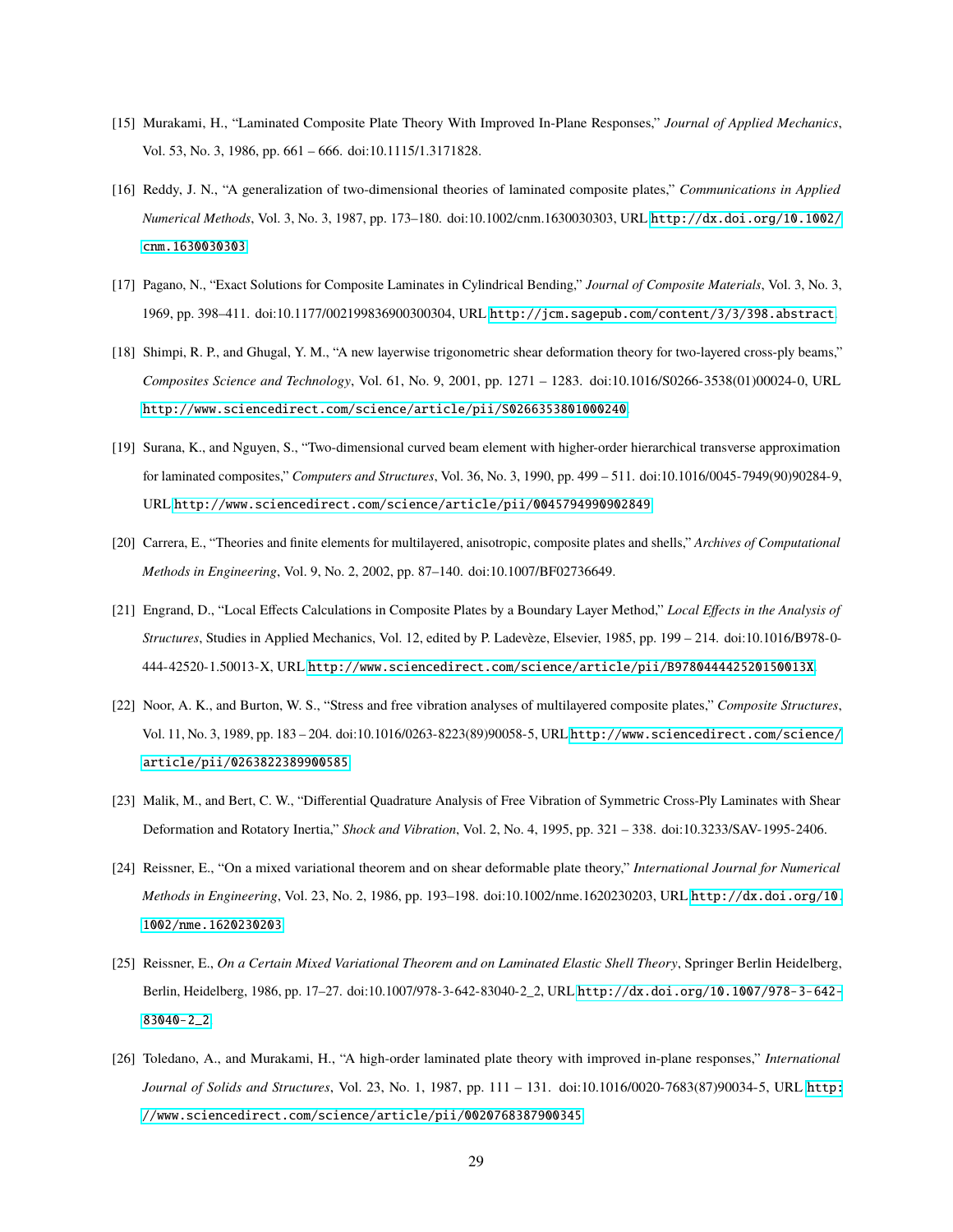[15] Murakami, H., "Laminated Composite Plate Theory With Improved In-Plane Responses," *Journal of Applied Mechanics*, Vol. 53, No. 3, 1986, pp. 661 – 666. doi:10.1115/1.3171828.

[16] Reddy, J. N., "A generalization of two-dimensional theories of laminated composite plates," *Communications in Applied Numerical Methods*, Vol. 3, No. 3, 1987, pp. 173–180. doi:10.1002/cnm.1630030303, URL http://dx.doi.org/10.1002/cnm.1630030303.

[17] Pagano, N., "Exact Solutions for Composite Laminates in Cylindrical Bending," *Journal of Composite Materials*, Vol. 3, No. 3, 1969, pp. 398–411. doi:10.1177/002199836900300304, URL http://jcm.sagepub.com/content/3/3/398.abstract.

[18] Shimpi, R. P., and Ghugal, Y. M., "A new layerwise trigonometric shear deformation theory for two-layered cross-ply beams," *Composites Science and Technology*, Vol. 61, No. 9, 2001, pp. 1271 – 1283. doi:10.1016/S0266-3538(01)00024-0, URL http://www.sciencedirect.com/science/article/pii/S0266353801000240.

[19] Surana, K., and Nguyen, S., "Two-dimensional curved beam element with higher-order hierarchical transverse approximation for laminated composites," *Computers and Structures*, Vol. 36, No. 3, 1990, pp. 499 – 511. doi:10.1016/0045-7949(90)90284-9, URL http://www.sciencedirect.com/science/article/pii/0045794990902849.

[20] Carrera, E., "Theories and finite elements for multilayered, anisotropic, composite plates and shells," *Archives of Computational Methods in Engineering*, Vol. 9, No. 2, 2002, pp. 87–140. doi:10.1007/BF02736649.

[21] Engrand, D., "Local Effects Calculations in Composite Plates by a Boundary Layer Method," *Local Effects in the Analysis of Structures*, Studies in Applied Mechanics, Vol. 12, edited by P. Ladevèze, Elsevier, 1985, pp. 199 – 214. doi:10.1016/B978-0-444-42520-1.50013-X, URL http://www.sciencedirect.com/science/article/pii/B978044442520150013X.

[22] Noor, A. K., and Burton, W. S., "Stress and free vibration analyses of multilayered composite plates," *Composite Structures*, Vol. 11, No. 3, 1989, pp. 183 – 204. doi:10.1016/0263-8223(89)90058-5, URL http://www.sciencedirect.com/science/article/pii/0263822389900585.

[23] Malik, M., and Bert, C. W., "Differential Quadrature Analysis of Free Vibration of Symmetric Cross-Ply Laminates with Shear Deformation and Rotatory Inertia," *Shock and Vibration*, Vol. 2, No. 4, 1995, pp. 321 – 338. doi:10.3233/SAV-1995-2406.

[24] Reissner, E., "On a mixed variational theorem and on shear deformable plate theory," *International Journal for Numerical Methods in Engineering*, Vol. 23, No. 2, 1986, pp. 193–198. doi:10.1002/nme.1620230203, URL http://dx.doi.org/10.1002/nme.1620230203.

[25] Reissner, E., *On a Certain Mixed Variational Theorem and on Laminated Elastic Shell Theory*, Springer Berlin Heidelberg, Berlin, Heidelberg, 1986, pp. 17–27. doi:10.1007/978-3-642-83040-2_2, URL http://dx.doi.org/10.1007/978-3-642-83040-2_2.

[26] Toledano, A., and Murakami, H., "A high-order laminated plate theory with improved in-plane responses," *International Journal of Solids and Structures*, Vol. 23, No. 1, 1987, pp. 111 – 131. doi:10.1016/0020-7683(87)90034-5, URL http://www.sciencedirect.com/science/article/pii/0020768387900345.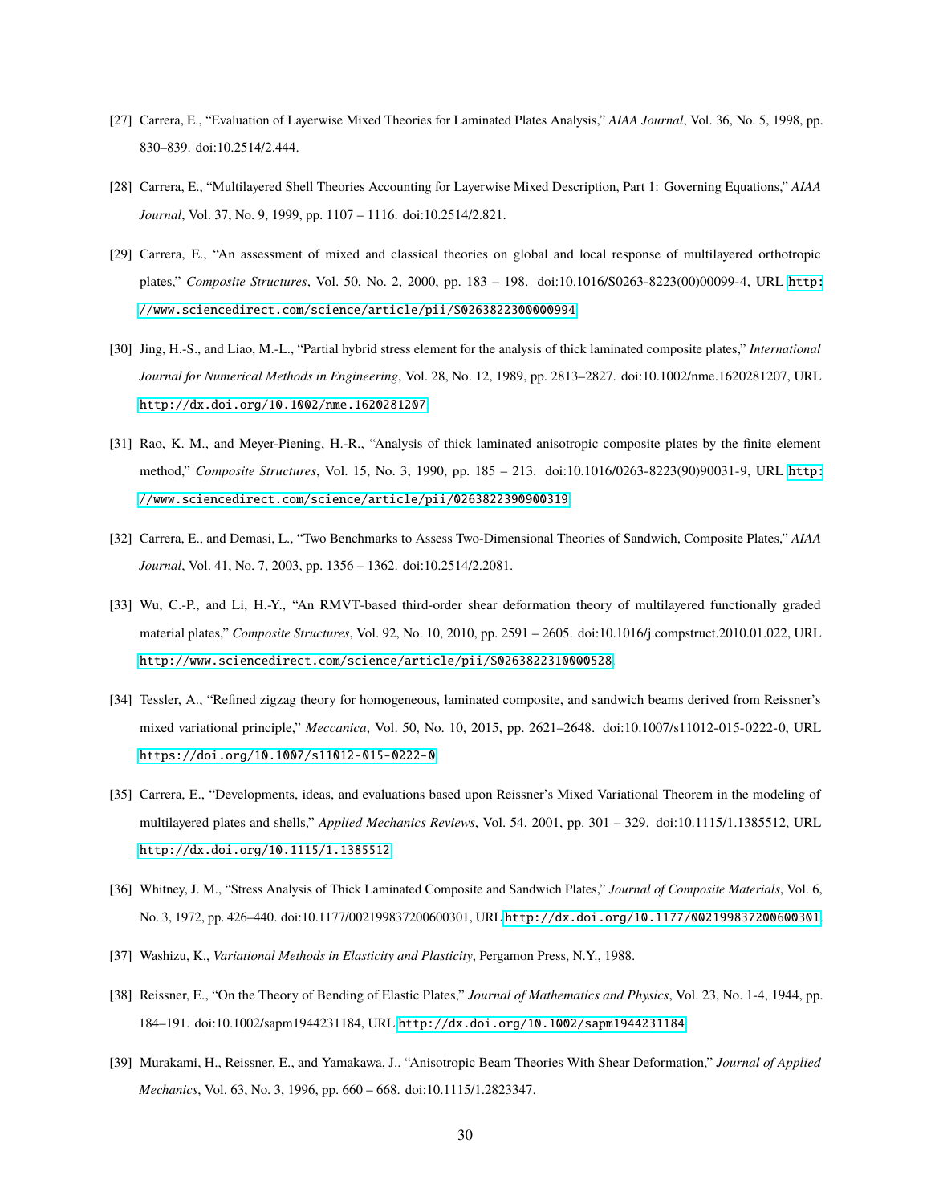[27] Carrera, E., "Evaluation of Layerwise Mixed Theories for Laminated Plates Analysis," *AIAA Journal*, Vol. 36, No. 5, 1998, pp. 830–839. doi:10.2514/2.444.

[28] Carrera, E., "Multilayered Shell Theories Accounting for Layerwise Mixed Description, Part 1: Governing Equations," *AIAA Journal*, Vol. 37, No. 9, 1999, pp. 1107 – 1116. doi:10.2514/2.821.

[29] Carrera, E., "An assessment of mixed and classical theories on global and local response of multilayered orthotropic plates," *Composite Structures*, Vol. 50, No. 2, 2000, pp. 183 – 198. doi:10.1016/S0263-8223(00)00099-4, URL http://www.sciencedirect.com/science/article/pii/S0263822300000994.

[30] Jing, H.-S., and Liao, M.-L., "Partial hybrid stress element for the analysis of thick laminated composite plates," *International Journal for Numerical Methods in Engineering*, Vol. 28, No. 12, 1989, pp. 2813–2827. doi:10.1002/nme.1620281207, URL http://dx.doi.org/10.1002/nme.1620281207.

[31] Rao, K. M., and Meyer-Piening, H.-R., "Analysis of thick laminated anisotropic composite plates by the finite element method," *Composite Structures*, Vol. 15, No. 3, 1990, pp. 185 – 213. doi:10.1016/0263-8223(90)90031-9, URL http://www.sciencedirect.com/science/article/pii/0263822390900319.

[32] Carrera, E., and Demasi, L., "Two Benchmarks to Assess Two-Dimensional Theories of Sandwich, Composite Plates," *AIAA Journal*, Vol. 41, No. 7, 2003, pp. 1356 – 1362. doi:10.2514/2.2081.

[33] Wu, C.-P., and Li, H.-Y., "An RMVT-based third-order shear deformation theory of multilayered functionally graded material plates," *Composite Structures*, Vol. 92, No. 10, 2010, pp. 2591 – 2605. doi:10.1016/j.compstruct.2010.01.022, URL http://www.sciencedirect.com/science/article/pii/S0263822310000528.

[34] Tessler, A., "Refined zigzag theory for homogeneous, laminated composite, and sandwich beams derived from Reissner's mixed variational principle," *Meccanica*, Vol. 50, No. 10, 2015, pp. 2621–2648. doi:10.1007/s11012-015-0222-0, URL https://doi.org/10.1007/s11012-015-0222-0.

[35] Carrera, E., "Developments, ideas, and evaluations based upon Reissner's Mixed Variational Theorem in the modeling of multilayered plates and shells," *Applied Mechanics Reviews*, Vol. 54, 2001, pp. 301 – 329. doi:10.1115/1.1385512, URL http://dx.doi.org/10.1115/1.1385512.

[36] Whitney, J. M., "Stress Analysis of Thick Laminated Composite and Sandwich Plates," *Journal of Composite Materials*, Vol. 6, No. 3, 1972, pp. 426–440. doi:10.1177/002199837200600301, URL http://dx.doi.org/10.1177/002199837200600301.

[37] Washizu, K., *Variational Methods in Elasticity and Plasticity*, Pergamon Press, N.Y., 1988.

[38] Reissner, E., "On the Theory of Bending of Elastic Plates," *Journal of Mathematics and Physics*, Vol. 23, No. 1-4, 1944, pp. 184–191. doi:10.1002/sapm1944231184, URL http://dx.doi.org/10.1002/sapm1944231184.

[39] Murakami, H., Reissner, E., and Yamakawa, J., "Anisotropic Beam Theories With Shear Deformation," *Journal of Applied Mechanics*, Vol. 63, No. 3, 1996, pp. 660 – 668. doi:10.1115/1.2823347.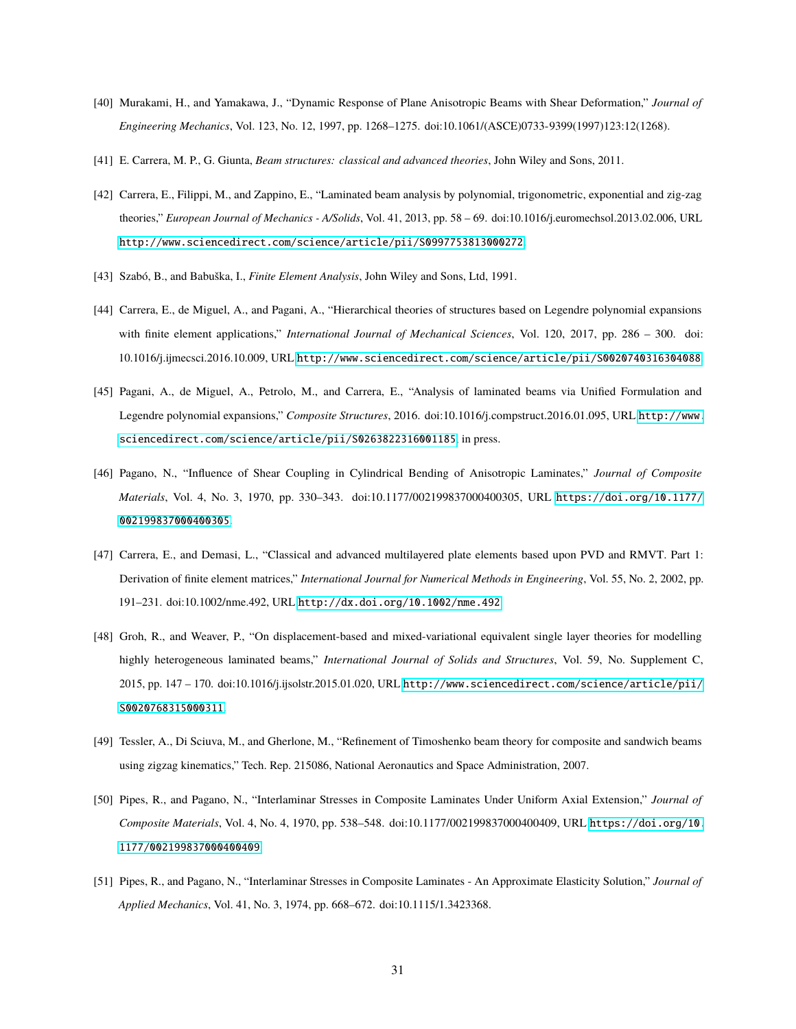[40] Murakami, H., and Yamakawa, J., "Dynamic Response of Plane Anisotropic Beams with Shear Deformation," *Journal of Engineering Mechanics*, Vol. 123, No. 12, 1997, pp. 1268–1275. doi:10.1061/(ASCE)0733-9399(1997)123:12(1268).

[41] E. Carrera, M. P., G. Giunta, *Beam structures: classical and advanced theories*, John Wiley and Sons, 2011.

[42] Carrera, E., Filippi, M., and Zappino, E., "Laminated beam analysis by polynomial, trigonometric, exponential and zig-zag theories," *European Journal of Mechanics - A/Solids*, Vol. 41, 2013, pp. 58 – 69. doi:10.1016/j.euromechsol.2013.02.006, URL http://www.sciencedirect.com/science/article/pii/S0997753813000272.

[43] Szabó, B., and Babuška, I., *Finite Element Analysis*, John Wiley and Sons, Ltd, 1991.

[44] Carrera, E., de Miguel, A., and Pagani, A., "Hierarchical theories of structures based on Legendre polynomial expansions with finite element applications," *International Journal of Mechanical Sciences*, Vol. 120, 2017, pp. 286 – 300. doi: 10.1016/j.ijmecsci.2016.10.009, URL http://www.sciencedirect.com/science/article/pii/S0020740316304088.

[45] Pagani, A., de Miguel, A., Petrolo, M., and Carrera, E., "Analysis of laminated beams via Unified Formulation and Legendre polynomial expansions," *Composite Structures*, 2016. doi:10.1016/j.compstruct.2016.01.095, URL http://www.sciencedirect.com/science/article/pii/S0263822316001185, in press.

[46] Pagano, N., "Influence of Shear Coupling in Cylindrical Bending of Anisotropic Laminates," *Journal of Composite Materials*, Vol. 4, No. 3, 1970, pp. 330–343. doi:10.1177/002199837000400305, URL https://doi.org/10.1177/002199837000400305.

[47] Carrera, E., and Demasi, L., "Classical and advanced multilayered plate elements based upon PVD and RMVT. Part 1: Derivation of finite element matrices," *International Journal for Numerical Methods in Engineering*, Vol. 55, No. 2, 2002, pp. 191–231. doi:10.1002/nme.492, URL http://dx.doi.org/10.1002/nme.492.

[48] Groh, R., and Weaver, P., "On displacement-based and mixed-variational equivalent single layer theories for modelling highly heterogeneous laminated beams," *International Journal of Solids and Structures*, Vol. 59, No. Supplement C, 2015, pp. 147 – 170. doi:10.1016/j.ijsolstr.2015.01.020, URL http://www.sciencedirect.com/science/article/pii/S0020768315000311.

[49] Tessler, A., Di Sciuva, M., and Gherlone, M., "Refinement of Timoshenko beam theory for composite and sandwich beams using zigzag kinematics," Tech. Rep. 215086, National Aeronautics and Space Administration, 2007.

[50] Pipes, R., and Pagano, N., "Interlaminar Stresses in Composite Laminates Under Uniform Axial Extension," *Journal of Composite Materials*, Vol. 4, No. 4, 1970, pp. 538–548. doi:10.1177/002199837000400409, URL https://doi.org/10.1177/002199837000400409.

[51] Pipes, R., and Pagano, N., "Interlaminar Stresses in Composite Laminates - An Approximate Elasticity Solution," *Journal of Applied Mechanics*, Vol. 41, No. 3, 1974, pp. 668–672. doi:10.1115/1.3423368.